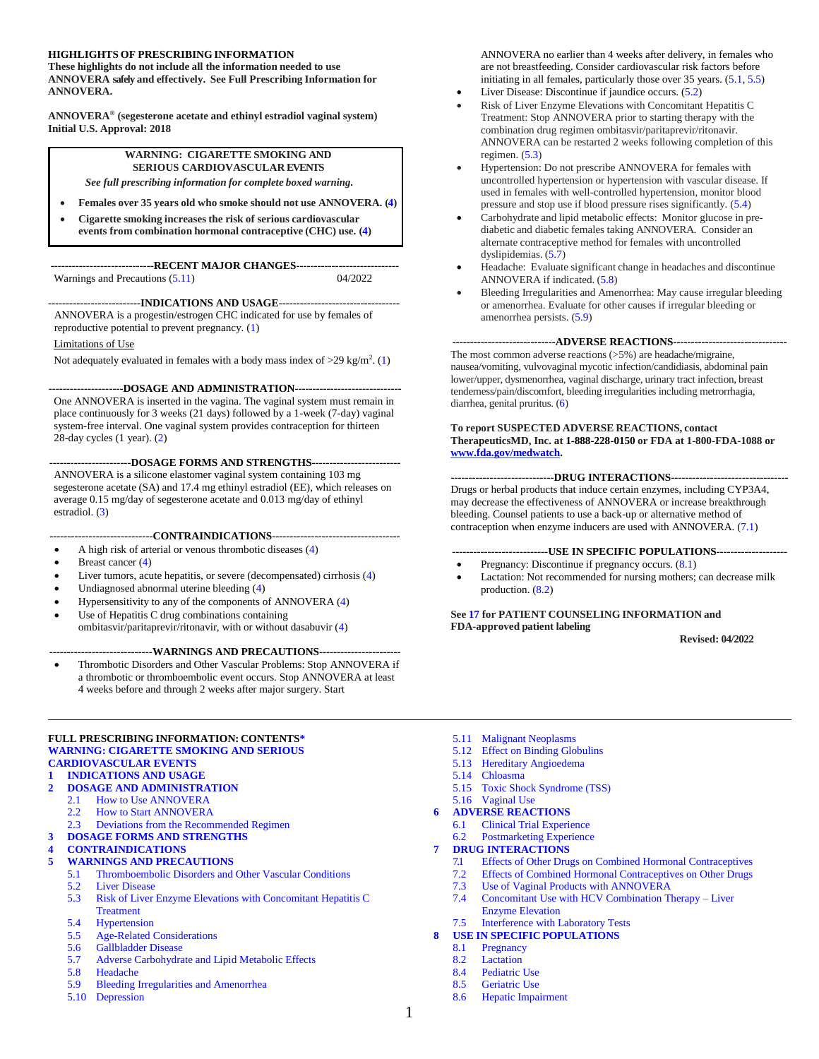**HIGHLIGHTS OF PRESCRIBING INFORMATION**
**These highlights do not include all the information needed to use ANNOVERA safely and effectively. See Full Prescribing Information for ANNOVERA.**

**ANNOVERA® (segesterone acetate and ethinyl estradiol vaginal system)**
**Initial U.S. Approval: 2018**

> **WARNING: CIGARETTE SMOKING AND SERIOUS CARDIOVASCULAR EVENTS**
>
> ***See full prescribing information for complete boxed warning.***
>
> - **Females over 35 years old who smoke should not use ANNOVERA. (4)**
> - **Cigarette smoking increases the risk of serious cardiovascular events from combination hormonal contraceptive (CHC) use. (4)**

**----------------------------RECENT MAJOR CHANGES----------------------------**

Warnings and Precautions (5.11) 04/2022

**--------------------------INDICATIONS AND USAGE--------------------------**

ANNOVERA is a progestin/estrogen CHC indicated for use by females of reproductive potential to prevent pregnancy. (1)

Limitations of Use

Not adequately evaluated in females with a body mass index of >29 kg/m$^2$. (1)

**--------------------DOSAGE AND ADMINISTRATION--------------------**

One ANNOVERA is inserted in the vagina. The vaginal system must remain in place continuously for 3 weeks (21 days) followed by a 1-week (7-day) vaginal system-free interval. One vaginal system provides contraception for thirteen 28-day cycles (1 year). (2)

**----------------------DOSAGE FORMS AND STRENGTHS----------------------**

ANNOVERA is a silicone elastomer vaginal system containing 103 mg segesterone acetate (SA) and 17.4 mg ethinyl estradiol (EE), which releases on average 0.15 mg/day of segesterone acetate and 0.013 mg/day of ethinyl estradiol. (3)

**----------------------------CONTRAINDICATIONS----------------------------**

- A high risk of arterial or venous thrombotic diseases (4)
- Breast cancer (4)
- Liver tumors, acute hepatitis, or severe (decompensated) cirrhosis (4)
- Undiagnosed abnormal uterine bleeding (4)
- Hypersensitivity to any of the components of ANNOVERA (4)
- Use of Hepatitis C drug combinations containing ombitasvir/paritaprevir/ritonavir, with or without dasabuvir (4)

**----------------------------WARNINGS AND PRECAUTIONS----------------------------**

- Thrombotic Disorders and Other Vascular Problems: Stop ANNOVERA if a thrombotic or thromboembolic event occurs. Stop ANNOVERA at least 4 weeks before and through 2 weeks after major surgery. Start ANNOVERA no earlier than 4 weeks after delivery, in females who are not breastfeeding. Consider cardiovascular risk factors before initiating in all females, particularly those over 35 years. (5.1, 5.5)
- Liver Disease: Discontinue if jaundice occurs. (5.2)
- Risk of Liver Enzyme Elevations with Concomitant Hepatitis C Treatment: Stop ANNOVERA prior to starting therapy with the combination drug regimen ombitasvir/paritaprevir/ritonavir. ANNOVERA can be restarted 2 weeks following completion of this regimen. (5.3)
- Hypertension: Do not prescribe ANNOVERA for females with uncontrolled hypertension or hypertension with vascular disease. If used in females with well-controlled hypertension, monitor blood pressure and stop use if blood pressure rises significantly. (5.4)
- Carbohydrate and lipid metabolic effects: Monitor glucose in pre-diabetic and diabetic females taking ANNOVERA. Consider an alternate contraceptive method for females with uncontrolled dyslipidemias. (5.7)
- Headache: Evaluate significant change in headaches and discontinue ANNOVERA if indicated. (5.8)
- Bleeding Irregularities and Amenorrhea: May cause irregular bleeding or amenorrhea. Evaluate for other causes if irregular bleeding or amenorrhea persists. (5.9)

**----------------------------ADVERSE REACTIONS----------------------------**

The most common adverse reactions (>5%) are headache/migraine, nausea/vomiting, vulvovaginal mycotic infection/candidiasis, abdominal pain lower/upper, dysmenorrhea, vaginal discharge, urinary tract infection, breast tenderness/pain/discomfort, bleeding irregularities including metrorrhagia, diarrhea, genital pruritus. (6)

**To report SUSPECTED ADVERSE REACTIONS, contact TherapeuticsMD, Inc. at 1-888-228-0150 or FDA at 1-800-FDA-1088 or www.fda.gov/medwatch.**

**----------------------------DRUG INTERACTIONS----------------------------**

Drugs or herbal products that induce certain enzymes, including CYP3A4, may decrease the effectiveness of ANNOVERA or increase breakthrough bleeding. Counsel patients to use a back-up or alternative method of contraception when enzyme inducers are used with ANNOVERA. (7.1)

**--------------------------USE IN SPECIFIC POPULATIONS--------------------------**

- Pregnancy: Discontinue if pregnancy occurs. (8.1)
- Lactation: Not recommended for nursing mothers; can decrease milk production. (8.2)

**See 17 for PATIENT COUNSELING INFORMATION and FDA-approved patient labeling**

**Revised: 04/2022**

---

**FULL PRESCRIBING INFORMATION: CONTENTS***

**WARNING: CIGARETTE SMOKING AND SERIOUS CARDIOVASCULAR EVENTS**

**1 INDICATIONS AND USAGE**

**2 DOSAGE AND ADMINISTRATION**
- 2.1 How to Use ANNOVERA
- 2.2 How to Start ANNOVERA
- 2.3 Deviations from the Recommended Regimen

**3 DOSAGE FORMS AND STRENGTHS**

**4 CONTRAINDICATIONS**

**5 WARNINGS AND PRECAUTIONS**
- 5.1 Thromboembolic Disorders and Other Vascular Conditions
- 5.2 Liver Disease
- 5.3 Risk of Liver Enzyme Elevations with Concomitant Hepatitis C Treatment
- 5.4 Hypertension
- 5.5 Age-Related Considerations
- 5.6 Gallbladder Disease
- 5.7 Adverse Carbohydrate and Lipid Metabolic Effects
- 5.8 Headache
- 5.9 Bleeding Irregularities and Amenorrhea
- 5.10 Depression
- 5.11 Malignant Neoplasms
- 5.12 Effect on Binding Globulins
- 5.13 Hereditary Angioedema
- 5.14 Chloasma
- 5.15 Toxic Shock Syndrome (TSS)
- 5.16 Vaginal Use

**6 ADVERSE REACTIONS**
- 6.1 Clinical Trial Experience
- 6.2 Postmarketing Experience

**7 DRUG INTERACTIONS**
- 7.1 Effects of Other Drugs on Combined Hormonal Contraceptives
- 7.2 Effects of Combined Hormonal Contraceptives on Other Drugs
- 7.3 Use of Vaginal Products with ANNOVERA
- 7.4 Concomitant Use with HCV Combination Therapy – Liver Enzyme Elevation
- 7.5 Interference with Laboratory Tests

**8 USE IN SPECIFIC POPULATIONS**
- 8.1 Pregnancy
- 8.2 Lactation
- 8.4 Pediatric Use
- 8.5 Geriatric Use
- 8.6 Hepatic Impairment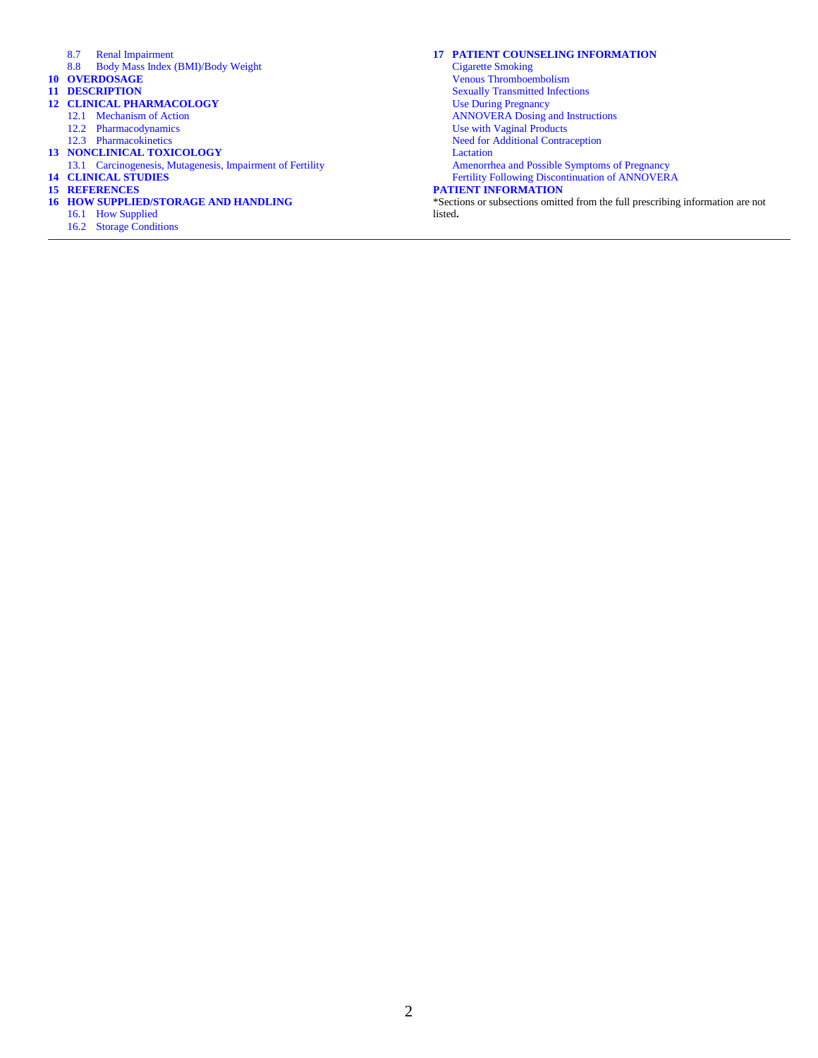8.7 Renal Impairment
8.8 Body Mass Index (BMI)/Body Weight

**10 OVERDOSAGE**

**11 DESCRIPTION**

**12 CLINICAL PHARMACOLOGY**

12.1 Mechanism of Action
12.2 Pharmacodynamics
12.3 Pharmacokinetics

**13 NONCLINICAL TOXICOLOGY**

13.1 Carcinogenesis, Mutagenesis, Impairment of Fertility

**14 CLINICAL STUDIES**

**15 REFERENCES**

**16 HOW SUPPLIED/STORAGE AND HANDLING**

16.1 How Supplied
16.2 Storage Conditions

**17 PATIENT COUNSELING INFORMATION**

Cigarette Smoking
Venous Thromboembolism
Sexually Transmitted Infections
Use During Pregnancy
ANNOVERA Dosing and Instructions
Use with Vaginal Products
Need for Additional Contraception
Lactation
Amenorrhea and Possible Symptoms of Pregnancy
Fertility Following Discontinuation of ANNOVERA

**PATIENT INFORMATION**

*Sections or subsections omitted from the full prescribing information are not listed.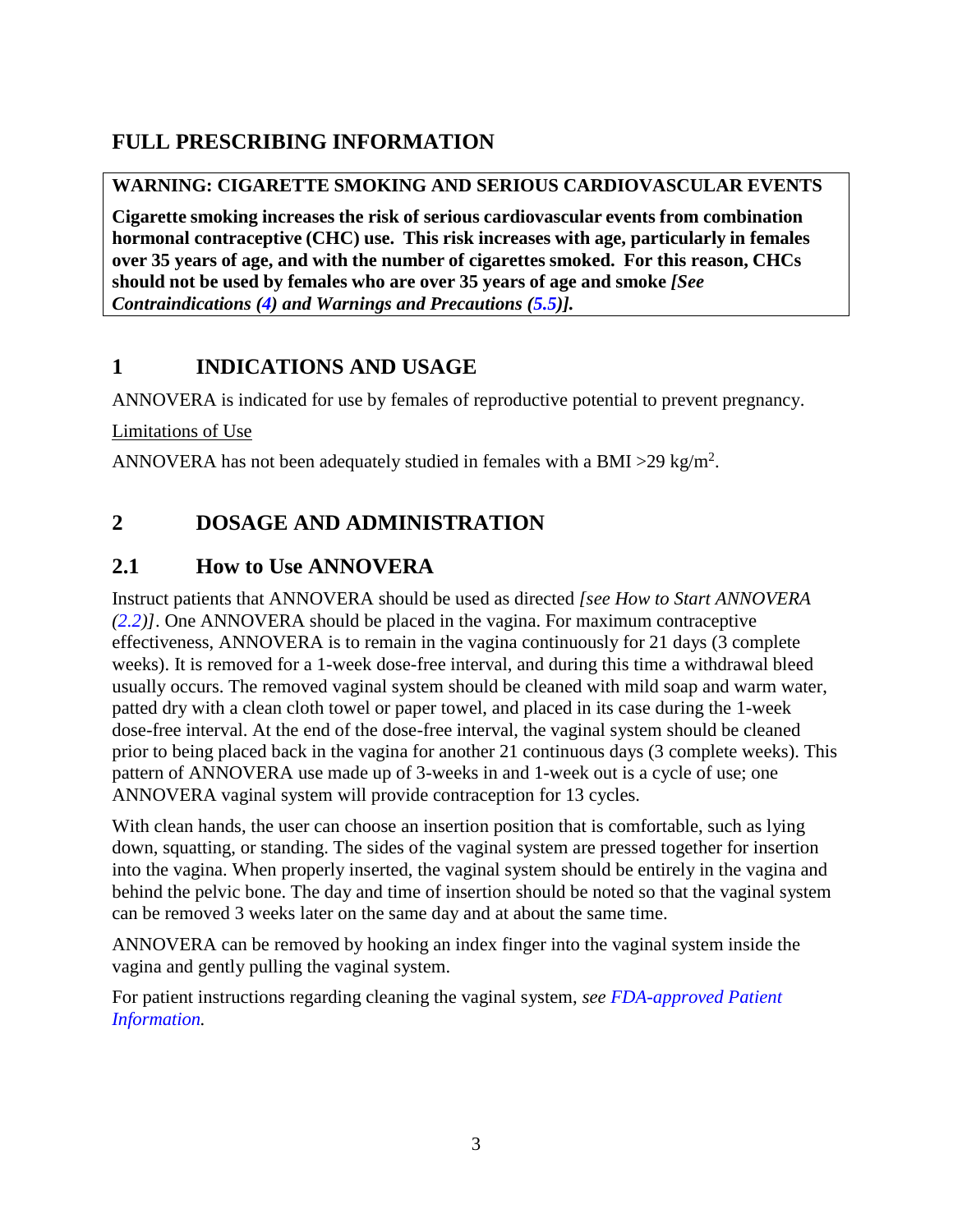# FULL PRESCRIBING INFORMATION

**WARNING: CIGARETTE SMOKING AND SERIOUS CARDIOVASCULAR EVENTS**

**Cigarette smoking increases the risk of serious cardiovascular events from combination hormonal contraceptive (CHC) use. This risk increases with age, particularly in females over 35 years of age, and with the number of cigarettes smoked. For this reason, CHCs should not be used by females who are over 35 years of age and smoke *[See Contraindications (4) and Warnings and Precautions (5.5)].***

## 1 INDICATIONS AND USAGE

ANNOVERA is indicated for use by females of reproductive potential to prevent pregnancy.

Limitations of Use

ANNOVERA has not been adequately studied in females with a BMI >29 kg/m$^2$.

## 2 DOSAGE AND ADMINISTRATION

### 2.1 How to Use ANNOVERA

Instruct patients that ANNOVERA should be used as directed *[see How to Start ANNOVERA (2.2)]*. One ANNOVERA should be placed in the vagina. For maximum contraceptive effectiveness, ANNOVERA is to remain in the vagina continuously for 21 days (3 complete weeks). It is removed for a 1-week dose-free interval, and during this time a withdrawal bleed usually occurs. The removed vaginal system should be cleaned with mild soap and warm water, patted dry with a clean cloth towel or paper towel, and placed in its case during the 1-week dose-free interval. At the end of the dose-free interval, the vaginal system should be cleaned prior to being placed back in the vagina for another 21 continuous days (3 complete weeks). This pattern of ANNOVERA use made up of 3-weeks in and 1-week out is a cycle of use; one ANNOVERA vaginal system will provide contraception for 13 cycles.

With clean hands, the user can choose an insertion position that is comfortable, such as lying down, squatting, or standing. The sides of the vaginal system are pressed together for insertion into the vagina. When properly inserted, the vaginal system should be entirely in the vagina and behind the pelvic bone. The day and time of insertion should be noted so that the vaginal system can be removed 3 weeks later on the same day and at about the same time.

ANNOVERA can be removed by hooking an index finger into the vaginal system inside the vagina and gently pulling the vaginal system.

For patient instructions regarding cleaning the vaginal system, *see FDA-approved Patient Information.*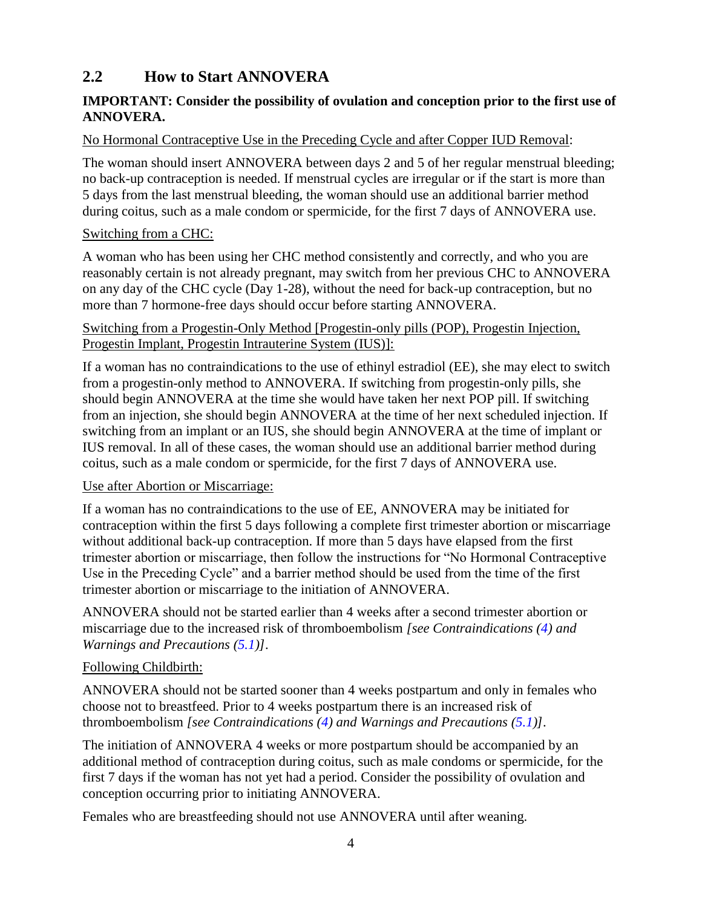## 2.2 How to Start ANNOVERA

**IMPORTANT: Consider the possibility of ovulation and conception prior to the first use of ANNOVERA.**

No Hormonal Contraceptive Use in the Preceding Cycle and after Copper IUD Removal:

The woman should insert ANNOVERA between days 2 and 5 of her regular menstrual bleeding; no back-up contraception is needed. If menstrual cycles are irregular or if the start is more than 5 days from the last menstrual bleeding, the woman should use an additional barrier method during coitus, such as a male condom or spermicide, for the first 7 days of ANNOVERA use.

Switching from a CHC:

A woman who has been using her CHC method consistently and correctly, and who you are reasonably certain is not already pregnant, may switch from her previous CHC to ANNOVERA on any day of the CHC cycle (Day 1-28), without the need for back-up contraception, but no more than 7 hormone-free days should occur before starting ANNOVERA.

Switching from a Progestin-Only Method [Progestin-only pills (POP), Progestin Injection, Progestin Implant, Progestin Intrauterine System (IUS)]:

If a woman has no contraindications to the use of ethinyl estradiol (EE), she may elect to switch from a progestin-only method to ANNOVERA. If switching from progestin-only pills, she should begin ANNOVERA at the time she would have taken her next POP pill. If switching from an injection, she should begin ANNOVERA at the time of her next scheduled injection. If switching from an implant or an IUS, she should begin ANNOVERA at the time of implant or IUS removal. In all of these cases, the woman should use an additional barrier method during coitus, such as a male condom or spermicide, for the first 7 days of ANNOVERA use.

Use after Abortion or Miscarriage:

If a woman has no contraindications to the use of EE, ANNOVERA may be initiated for contraception within the first 5 days following a complete first trimester abortion or miscarriage without additional back-up contraception. If more than 5 days have elapsed from the first trimester abortion or miscarriage, then follow the instructions for "No Hormonal Contraceptive Use in the Preceding Cycle" and a barrier method should be used from the time of the first trimester abortion or miscarriage to the initiation of ANNOVERA.

ANNOVERA should not be started earlier than 4 weeks after a second trimester abortion or miscarriage due to the increased risk of thromboembolism *[see Contraindications (4) and Warnings and Precautions (5.1)]*.

Following Childbirth:

ANNOVERA should not be started sooner than 4 weeks postpartum and only in females who choose not to breastfeed. Prior to 4 weeks postpartum there is an increased risk of thromboembolism *[see Contraindications (4) and Warnings and Precautions (5.1)]*.

The initiation of ANNOVERA 4 weeks or more postpartum should be accompanied by an additional method of contraception during coitus, such as male condoms or spermicide, for the first 7 days if the woman has not yet had a period. Consider the possibility of ovulation and conception occurring prior to initiating ANNOVERA.

Females who are breastfeeding should not use ANNOVERA until after weaning.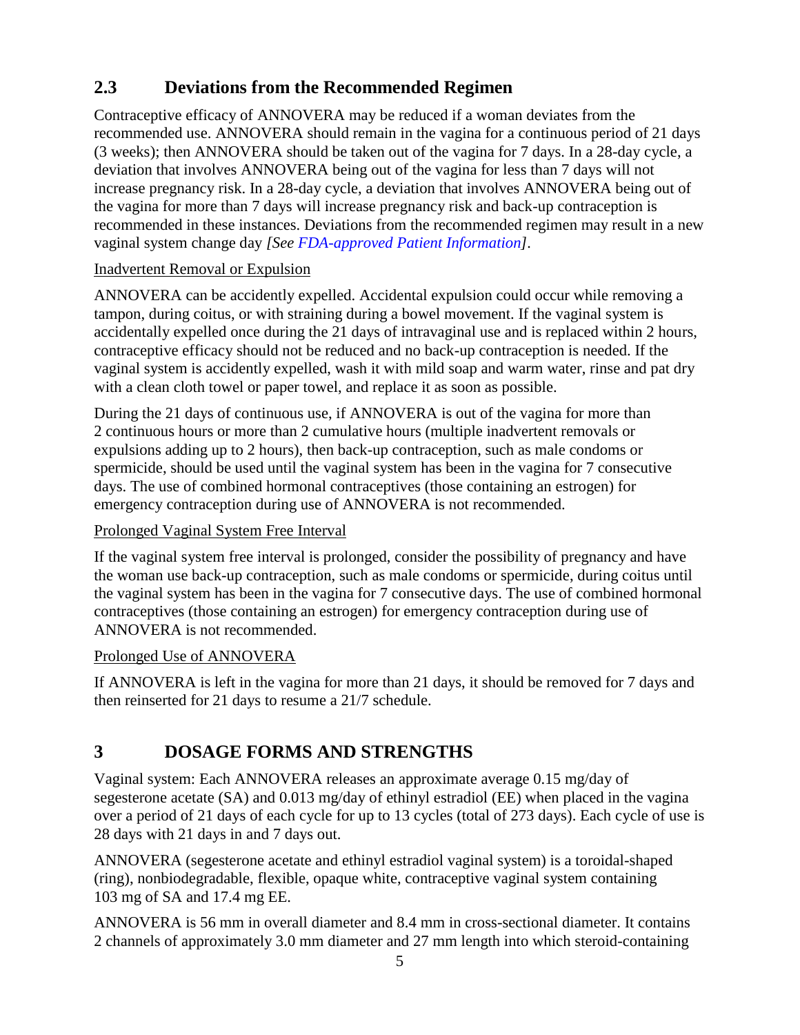## 2.3 Deviations from the Recommended Regimen

Contraceptive efficacy of ANNOVERA may be reduced if a woman deviates from the recommended use. ANNOVERA should remain in the vagina for a continuous period of 21 days (3 weeks); then ANNOVERA should be taken out of the vagina for 7 days. In a 28-day cycle, a deviation that involves ANNOVERA being out of the vagina for less than 7 days will not increase pregnancy risk. In a 28-day cycle, a deviation that involves ANNOVERA being out of the vagina for more than 7 days will increase pregnancy risk and back-up contraception is recommended in these instances. Deviations from the recommended regimen may result in a new vaginal system change day *[See FDA-approved Patient Information]*.

Inadvertent Removal or Expulsion

ANNOVERA can be accidently expelled. Accidental expulsion could occur while removing a tampon, during coitus, or with straining during a bowel movement. If the vaginal system is accidentally expelled once during the 21 days of intravaginal use and is replaced within 2 hours, contraceptive efficacy should not be reduced and no back-up contraception is needed. If the vaginal system is accidently expelled, wash it with mild soap and warm water, rinse and pat dry with a clean cloth towel or paper towel, and replace it as soon as possible.

During the 21 days of continuous use, if ANNOVERA is out of the vagina for more than 2 continuous hours or more than 2 cumulative hours (multiple inadvertent removals or expulsions adding up to 2 hours), then back-up contraception, such as male condoms or spermicide, should be used until the vaginal system has been in the vagina for 7 consecutive days. The use of combined hormonal contraceptives (those containing an estrogen) for emergency contraception during use of ANNOVERA is not recommended.

Prolonged Vaginal System Free Interval

If the vaginal system free interval is prolonged, consider the possibility of pregnancy and have the woman use back-up contraception, such as male condoms or spermicide, during coitus until the vaginal system has been in the vagina for 7 consecutive days. The use of combined hormonal contraceptives (those containing an estrogen) for emergency contraception during use of ANNOVERA is not recommended.

Prolonged Use of ANNOVERA

If ANNOVERA is left in the vagina for more than 21 days, it should be removed for 7 days and then reinserted for 21 days to resume a 21/7 schedule.

# 3 DOSAGE FORMS AND STRENGTHS

Vaginal system: Each ANNOVERA releases an approximate average 0.15 mg/day of segesterone acetate (SA) and 0.013 mg/day of ethinyl estradiol (EE) when placed in the vagina over a period of 21 days of each cycle for up to 13 cycles (total of 273 days). Each cycle of use is 28 days with 21 days in and 7 days out.

ANNOVERA (segesterone acetate and ethinyl estradiol vaginal system) is a toroidal-shaped (ring), nonbiodegradable, flexible, opaque white, contraceptive vaginal system containing 103 mg of SA and 17.4 mg EE.

ANNOVERA is 56 mm in overall diameter and 8.4 mm in cross-sectional diameter. It contains 2 channels of approximately 3.0 mm diameter and 27 mm length into which steroid-containing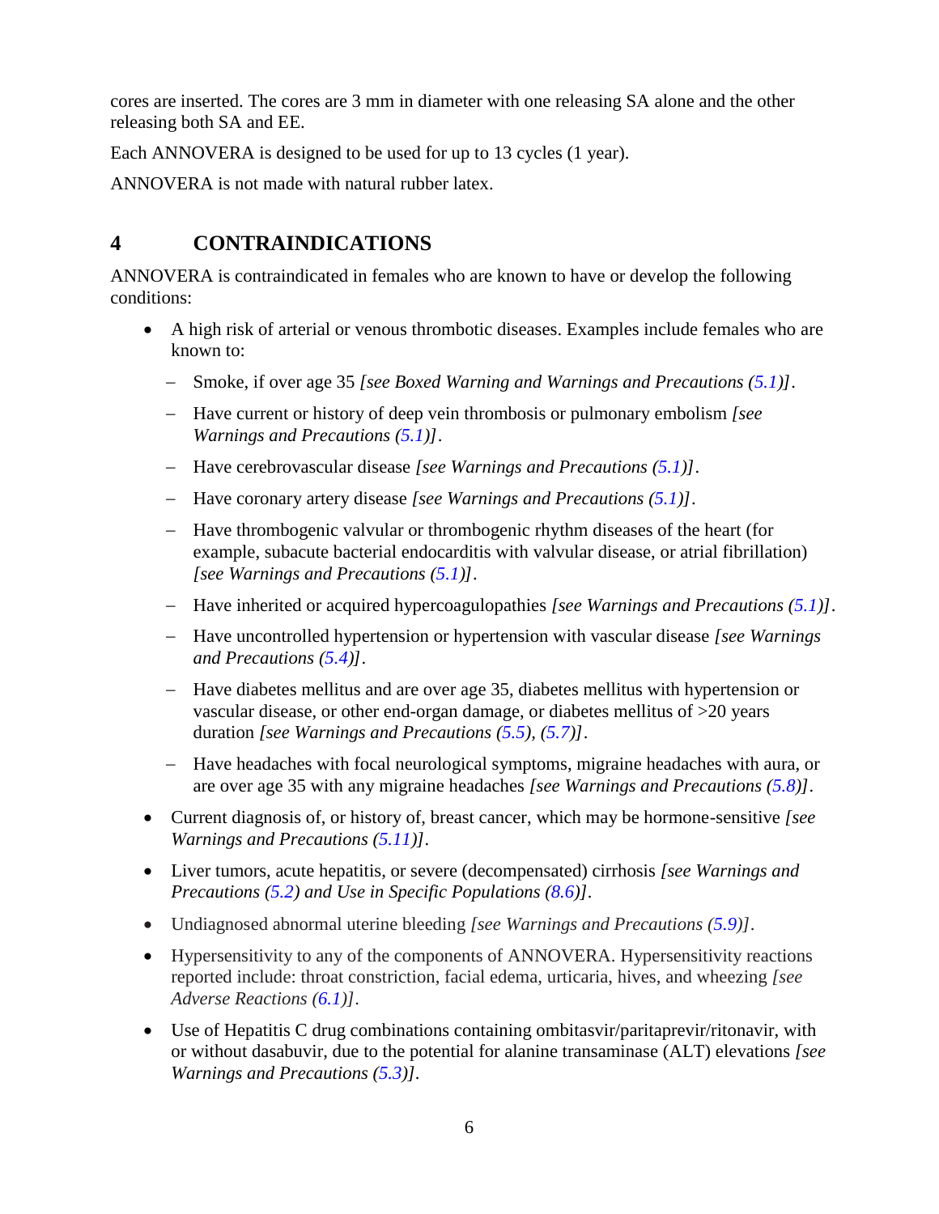cores are inserted. The cores are 3 mm in diameter with one releasing SA alone and the other releasing both SA and EE.

Each ANNOVERA is designed to be used for up to 13 cycles (1 year).

ANNOVERA is not made with natural rubber latex.

# 4 CONTRAINDICATIONS

ANNOVERA is contraindicated in females who are known to have or develop the following conditions:

- A high risk of arterial or venous thrombotic diseases. Examples include females who are known to:
  - Smoke, if over age 35 *[see Boxed Warning and Warnings and Precautions (5.1)]*.
  - Have current or history of deep vein thrombosis or pulmonary embolism *[see Warnings and Precautions (5.1)]*.
  - Have cerebrovascular disease *[see Warnings and Precautions (5.1)]*.
  - Have coronary artery disease *[see Warnings and Precautions (5.1)]*.
  - Have thrombogenic valvular or thrombogenic rhythm diseases of the heart (for example, subacute bacterial endocarditis with valvular disease, or atrial fibrillation) *[see Warnings and Precautions (5.1)]*.
  - Have inherited or acquired hypercoagulopathies *[see Warnings and Precautions (5.1)]*.
  - Have uncontrolled hypertension or hypertension with vascular disease *[see Warnings and Precautions (5.4)]*.
  - Have diabetes mellitus and are over age 35, diabetes mellitus with hypertension or vascular disease, or other end-organ damage, or diabetes mellitus of >20 years duration *[see Warnings and Precautions (5.5), (5.7)]*.
  - Have headaches with focal neurological symptoms, migraine headaches with aura, or are over age 35 with any migraine headaches *[see Warnings and Precautions (5.8)]*.
- Current diagnosis of, or history of, breast cancer, which may be hormone-sensitive *[see Warnings and Precautions (5.11)]*.
- Liver tumors, acute hepatitis, or severe (decompensated) cirrhosis *[see Warnings and Precautions (5.2) and Use in Specific Populations (8.6)]*.
- Undiagnosed abnormal uterine bleeding *[see Warnings and Precautions (5.9)]*.
- Hypersensitivity to any of the components of ANNOVERA. Hypersensitivity reactions reported include: throat constriction, facial edema, urticaria, hives, and wheezing *[see Adverse Reactions (6.1)]*.
- Use of Hepatitis C drug combinations containing ombitasvir/paritaprevir/ritonavir, with or without dasabuvir, due to the potential for alanine transaminase (ALT) elevations *[see Warnings and Precautions (5.3)]*.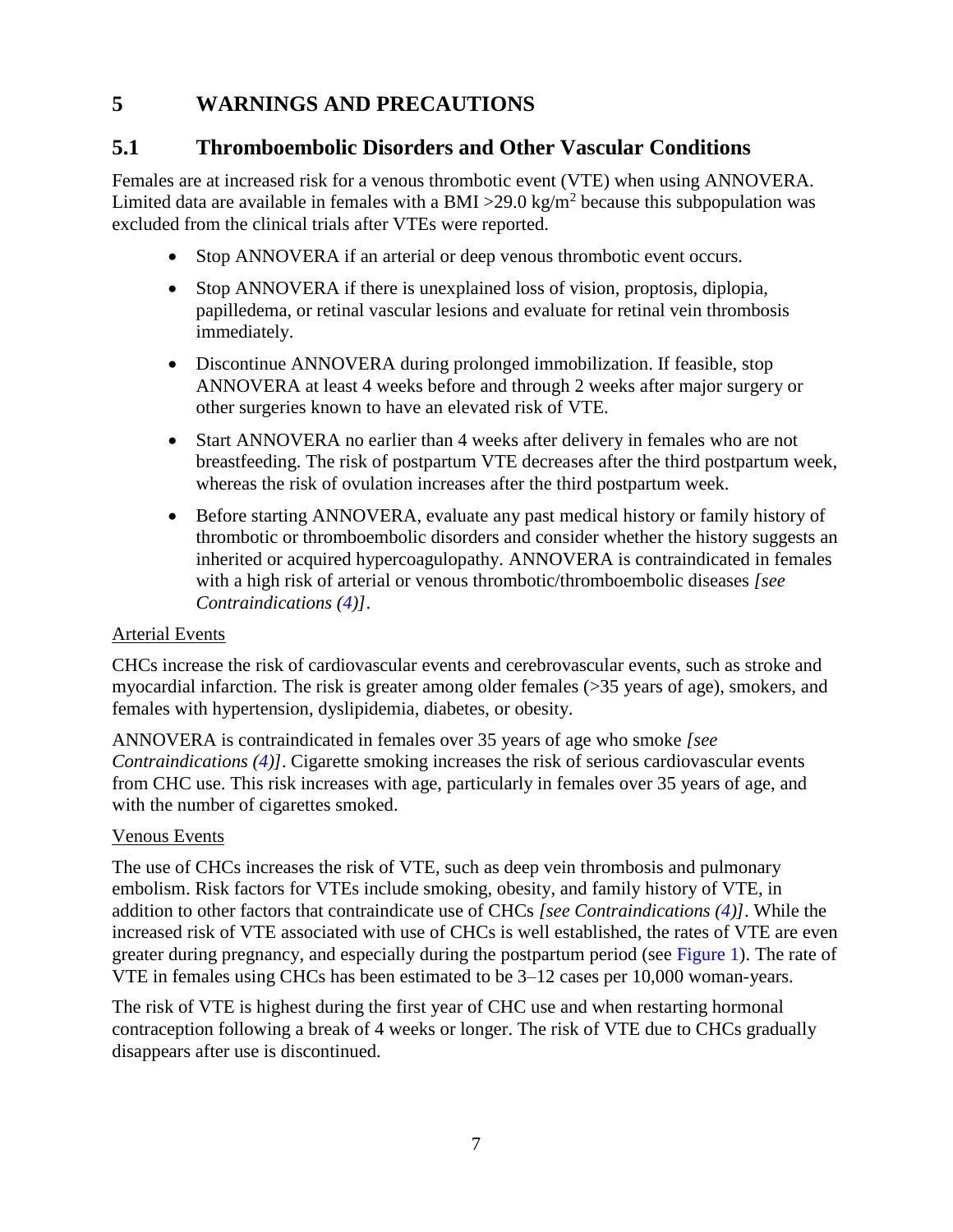# 5 WARNINGS AND PRECAUTIONS

## 5.1 Thromboembolic Disorders and Other Vascular Conditions

Females are at increased risk for a venous thrombotic event (VTE) when using ANNOVERA. Limited data are available in females with a BMI >29.0 kg/m$^2$ because this subpopulation was excluded from the clinical trials after VTEs were reported.

- Stop ANNOVERA if an arterial or deep venous thrombotic event occurs.
- Stop ANNOVERA if there is unexplained loss of vision, proptosis, diplopia, papilledema, or retinal vascular lesions and evaluate for retinal vein thrombosis immediately.
- Discontinue ANNOVERA during prolonged immobilization. If feasible, stop ANNOVERA at least 4 weeks before and through 2 weeks after major surgery or other surgeries known to have an elevated risk of VTE.
- Start ANNOVERA no earlier than 4 weeks after delivery in females who are not breastfeeding. The risk of postpartum VTE decreases after the third postpartum week, whereas the risk of ovulation increases after the third postpartum week.
- Before starting ANNOVERA, evaluate any past medical history or family history of thrombotic or thromboembolic disorders and consider whether the history suggests an inherited or acquired hypercoagulopathy. ANNOVERA is contraindicated in females with a high risk of arterial or venous thrombotic/thromboembolic diseases *[see Contraindications (4)]*.

Arterial Events

CHCs increase the risk of cardiovascular events and cerebrovascular events, such as stroke and myocardial infarction. The risk is greater among older females (>35 years of age), smokers, and females with hypertension, dyslipidemia, diabetes, or obesity.

ANNOVERA is contraindicated in females over 35 years of age who smoke *[see Contraindications (4)]*. Cigarette smoking increases the risk of serious cardiovascular events from CHC use. This risk increases with age, particularly in females over 35 years of age, and with the number of cigarettes smoked.

Venous Events

The use of CHCs increases the risk of VTE, such as deep vein thrombosis and pulmonary embolism. Risk factors for VTEs include smoking, obesity, and family history of VTE, in addition to other factors that contraindicate use of CHCs *[see Contraindications (4)]*. While the increased risk of VTE associated with use of CHCs is well established, the rates of VTE are even greater during pregnancy, and especially during the postpartum period (see Figure 1). The rate of VTE in females using CHCs has been estimated to be 3–12 cases per 10,000 woman-years.

The risk of VTE is highest during the first year of CHC use and when restarting hormonal contraception following a break of 4 weeks or longer. The risk of VTE due to CHCs gradually disappears after use is discontinued.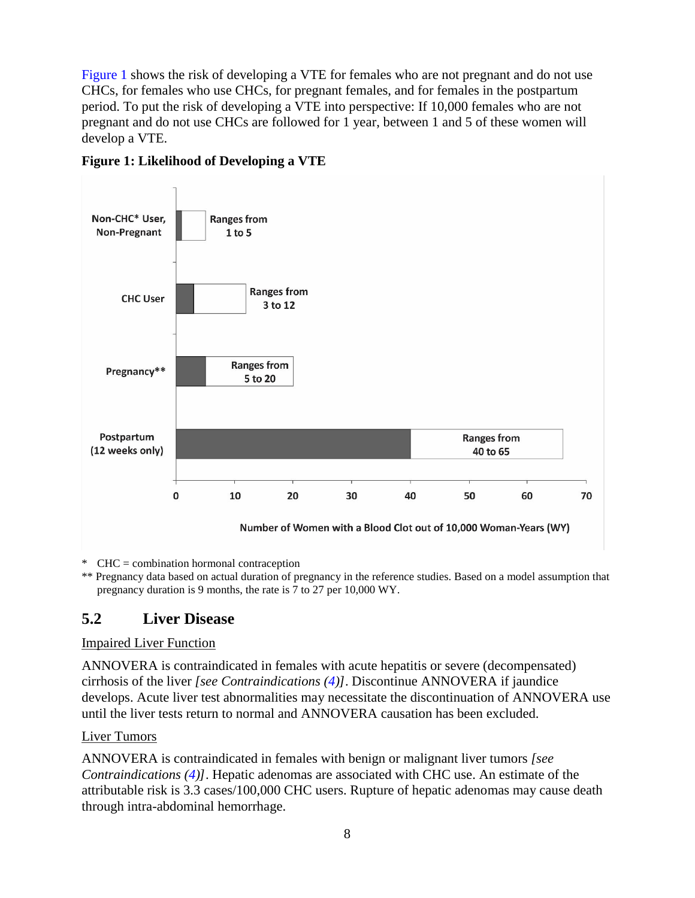Figure 1 shows the risk of developing a VTE for females who are not pregnant and do not use CHCs, for females who use CHCs, for pregnant females, and for females in the postpartum period. To put the risk of developing a VTE into perspective: If 10,000 females who are not pregnant and do not use CHCs are followed for 1 year, between 1 and 5 of these women will develop a VTE.

**Figure 1: Likelihood of Developing a VTE**

| Group | Number of Women with a Blood Clot out of 10,000 Woman-Years (WY) |
|---|---|
| Non-CHC* User, Non-Pregnant | Ranges from 1 to 5 |
| CHC User | Ranges from 3 to 12 |
| Pregnancy** | Ranges from 5 to 20 |
| Postpartum (12 weeks only) | Ranges from 40 to 65 |

\* CHC = combination hormonal contraception

\*\* Pregnancy data based on actual duration of pregnancy in the reference studies. Based on a model assumption that pregnancy duration is 9 months, the rate is 7 to 27 per 10,000 WY.

## 5.2 Liver Disease

Impaired Liver Function

ANNOVERA is contraindicated in females with acute hepatitis or severe (decompensated) cirrhosis of the liver *[see Contraindications (4)]*. Discontinue ANNOVERA if jaundice develops. Acute liver test abnormalities may necessitate the discontinuation of ANNOVERA use until the liver tests return to normal and ANNOVERA causation has been excluded.

Liver Tumors

ANNOVERA is contraindicated in females with benign or malignant liver tumors *[see Contraindications (4)]*. Hepatic adenomas are associated with CHC use. An estimate of the attributable risk is 3.3 cases/100,000 CHC users. Rupture of hepatic adenomas may cause death through intra-abdominal hemorrhage.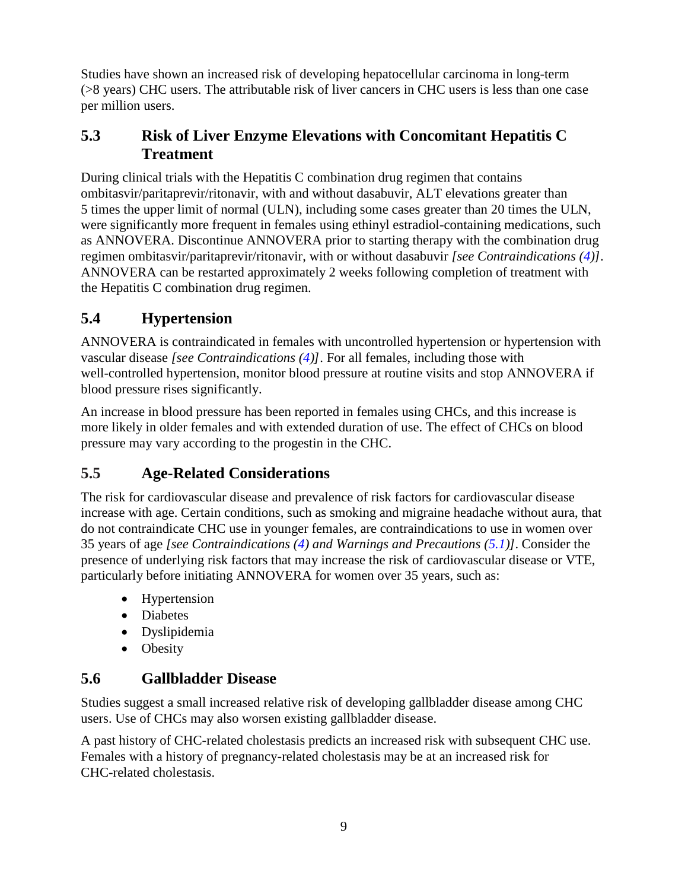Studies have shown an increased risk of developing hepatocellular carcinoma in long-term (>8 years) CHC users. The attributable risk of liver cancers in CHC users is less than one case per million users.

## 5.3 Risk of Liver Enzyme Elevations with Concomitant Hepatitis C Treatment

During clinical trials with the Hepatitis C combination drug regimen that contains ombitasvir/paritaprevir/ritonavir, with and without dasabuvir, ALT elevations greater than 5 times the upper limit of normal (ULN), including some cases greater than 20 times the ULN, were significantly more frequent in females using ethinyl estradiol-containing medications, such as ANNOVERA. Discontinue ANNOVERA prior to starting therapy with the combination drug regimen ombitasvir/paritaprevir/ritonavir, with or without dasabuvir *[see Contraindications (4)]*. ANNOVERA can be restarted approximately 2 weeks following completion of treatment with the Hepatitis C combination drug regimen.

## 5.4 Hypertension

ANNOVERA is contraindicated in females with uncontrolled hypertension or hypertension with vascular disease *[see Contraindications (4)]*. For all females, including those with well-controlled hypertension, monitor blood pressure at routine visits and stop ANNOVERA if blood pressure rises significantly.

An increase in blood pressure has been reported in females using CHCs, and this increase is more likely in older females and with extended duration of use. The effect of CHCs on blood pressure may vary according to the progestin in the CHC.

## 5.5 Age-Related Considerations

The risk for cardiovascular disease and prevalence of risk factors for cardiovascular disease increase with age. Certain conditions, such as smoking and migraine headache without aura, that do not contraindicate CHC use in younger females, are contraindications to use in women over 35 years of age *[see Contraindications (4) and Warnings and Precautions (5.1)]*. Consider the presence of underlying risk factors that may increase the risk of cardiovascular disease or VTE, particularly before initiating ANNOVERA for women over 35 years, such as:

- Hypertension
- Diabetes
- Dyslipidemia
- Obesity

## 5.6 Gallbladder Disease

Studies suggest a small increased relative risk of developing gallbladder disease among CHC users. Use of CHCs may also worsen existing gallbladder disease.

A past history of CHC-related cholestasis predicts an increased risk with subsequent CHC use. Females with a history of pregnancy-related cholestasis may be at an increased risk for CHC-related cholestasis.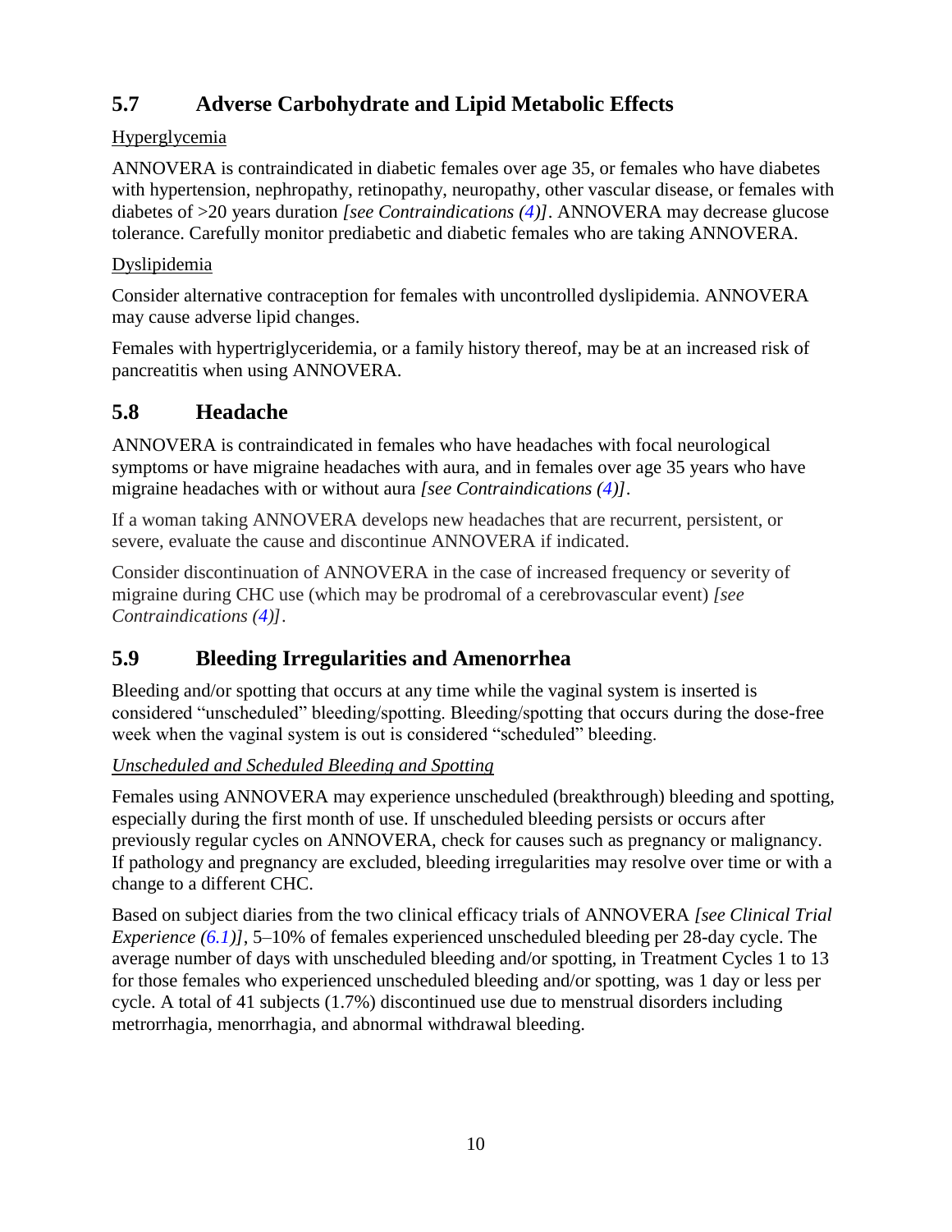## 5.7 Adverse Carbohydrate and Lipid Metabolic Effects

Hyperglycemia

ANNOVERA is contraindicated in diabetic females over age 35, or females who have diabetes with hypertension, nephropathy, retinopathy, neuropathy, other vascular disease, or females with diabetes of >20 years duration *[see Contraindications (4)]*. ANNOVERA may decrease glucose tolerance. Carefully monitor prediabetic and diabetic females who are taking ANNOVERA.

Dyslipidemia

Consider alternative contraception for females with uncontrolled dyslipidemia. ANNOVERA may cause adverse lipid changes.

Females with hypertriglyceridemia, or a family history thereof, may be at an increased risk of pancreatitis when using ANNOVERA.

## 5.8 Headache

ANNOVERA is contraindicated in females who have headaches with focal neurological symptoms or have migraine headaches with aura, and in females over age 35 years who have migraine headaches with or without aura *[see Contraindications (4)]*.

If a woman taking ANNOVERA develops new headaches that are recurrent, persistent, or severe, evaluate the cause and discontinue ANNOVERA if indicated.

Consider discontinuation of ANNOVERA in the case of increased frequency or severity of migraine during CHC use (which may be prodromal of a cerebrovascular event) *[see Contraindications (4)]*.

## 5.9 Bleeding Irregularities and Amenorrhea

Bleeding and/or spotting that occurs at any time while the vaginal system is inserted is considered "unscheduled" bleeding/spotting. Bleeding/spotting that occurs during the dose-free week when the vaginal system is out is considered "scheduled" bleeding.

*Unscheduled and Scheduled Bleeding and Spotting*

Females using ANNOVERA may experience unscheduled (breakthrough) bleeding and spotting, especially during the first month of use. If unscheduled bleeding persists or occurs after previously regular cycles on ANNOVERA, check for causes such as pregnancy or malignancy. If pathology and pregnancy are excluded, bleeding irregularities may resolve over time or with a change to a different CHC.

Based on subject diaries from the two clinical efficacy trials of ANNOVERA *[see Clinical Trial Experience (6.1)]*, 5–10% of females experienced unscheduled bleeding per 28-day cycle. The average number of days with unscheduled bleeding and/or spotting, in Treatment Cycles 1 to 13 for those females who experienced unscheduled bleeding and/or spotting, was 1 day or less per cycle. A total of 41 subjects (1.7%) discontinued use due to menstrual disorders including metrorrhagia, menorrhagia, and abnormal withdrawal bleeding.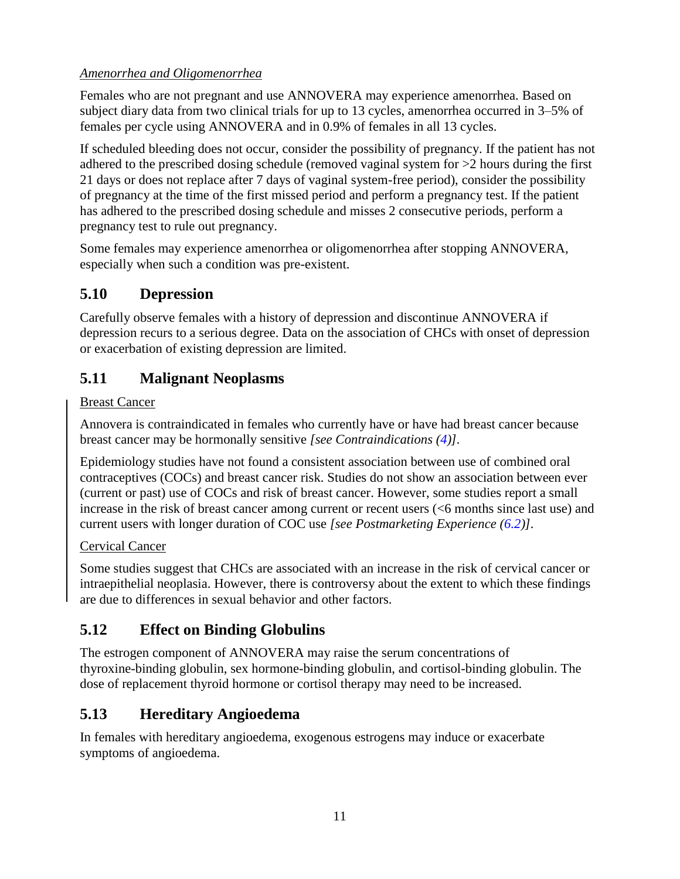*Amenorrhea and Oligomenorrhea*

Females who are not pregnant and use ANNOVERA may experience amenorrhea. Based on subject diary data from two clinical trials for up to 13 cycles, amenorrhea occurred in 3–5% of females per cycle using ANNOVERA and in 0.9% of females in all 13 cycles.

If scheduled bleeding does not occur, consider the possibility of pregnancy. If the patient has not adhered to the prescribed dosing schedule (removed vaginal system for >2 hours during the first 21 days or does not replace after 7 days of vaginal system-free period), consider the possibility of pregnancy at the time of the first missed period and perform a pregnancy test. If the patient has adhered to the prescribed dosing schedule and misses 2 consecutive periods, perform a pregnancy test to rule out pregnancy.

Some females may experience amenorrhea or oligomenorrhea after stopping ANNOVERA, especially when such a condition was pre-existent.

## 5.10 Depression

Carefully observe females with a history of depression and discontinue ANNOVERA if depression recurs to a serious degree. Data on the association of CHCs with onset of depression or exacerbation of existing depression are limited.

## 5.11 Malignant Neoplasms

Breast Cancer

Annovera is contraindicated in females who currently have or have had breast cancer because breast cancer may be hormonally sensitive *[see Contraindications (4)]*.

Epidemiology studies have not found a consistent association between use of combined oral contraceptives (COCs) and breast cancer risk. Studies do not show an association between ever (current or past) use of COCs and risk of breast cancer. However, some studies report a small increase in the risk of breast cancer among current or recent users (<6 months since last use) and current users with longer duration of COC use *[see Postmarketing Experience (6.2)]*.

Cervical Cancer

Some studies suggest that CHCs are associated with an increase in the risk of cervical cancer or intraepithelial neoplasia. However, there is controversy about the extent to which these findings are due to differences in sexual behavior and other factors.

## 5.12 Effect on Binding Globulins

The estrogen component of ANNOVERA may raise the serum concentrations of thyroxine-binding globulin, sex hormone-binding globulin, and cortisol-binding globulin. The dose of replacement thyroid hormone or cortisol therapy may need to be increased.

## 5.13 Hereditary Angioedema

In females with hereditary angioedema, exogenous estrogens may induce or exacerbate symptoms of angioedema.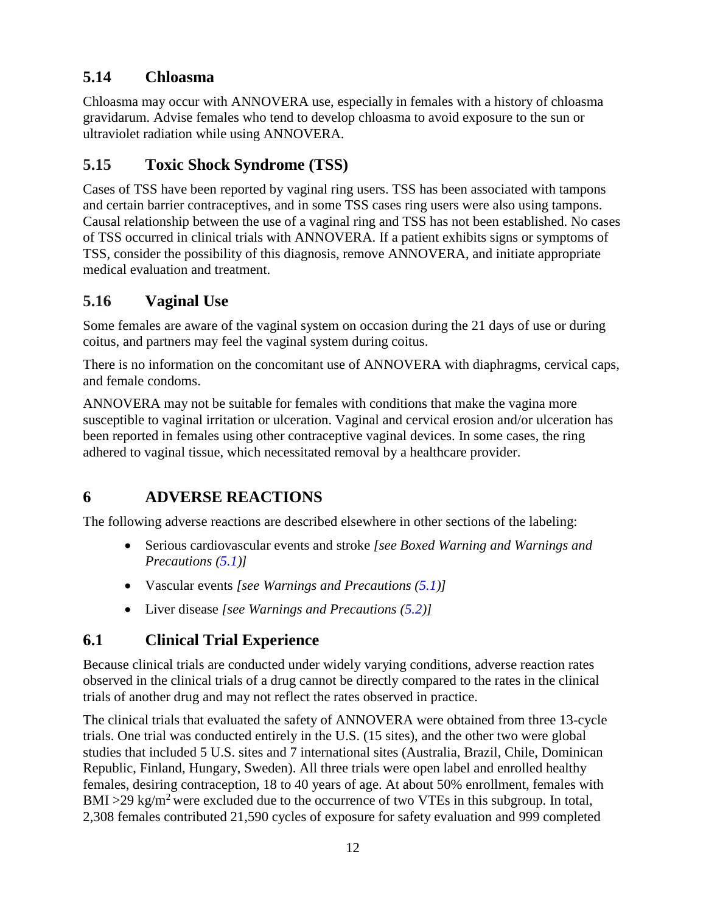### 5.14 Chloasma

Chloasma may occur with ANNOVERA use, especially in females with a history of chloasma gravidarum. Advise females who tend to develop chloasma to avoid exposure to the sun or ultraviolet radiation while using ANNOVERA.

### 5.15 Toxic Shock Syndrome (TSS)

Cases of TSS have been reported by vaginal ring users. TSS has been associated with tampons and certain barrier contraceptives, and in some TSS cases ring users were also using tampons. Causal relationship between the use of a vaginal ring and TSS has not been established. No cases of TSS occurred in clinical trials with ANNOVERA. If a patient exhibits signs or symptoms of TSS, consider the possibility of this diagnosis, remove ANNOVERA, and initiate appropriate medical evaluation and treatment.

### 5.16 Vaginal Use

Some females are aware of the vaginal system on occasion during the 21 days of use or during coitus, and partners may feel the vaginal system during coitus.

There is no information on the concomitant use of ANNOVERA with diaphragms, cervical caps, and female condoms.

ANNOVERA may not be suitable for females with conditions that make the vagina more susceptible to vaginal irritation or ulceration. Vaginal and cervical erosion and/or ulceration has been reported in females using other contraceptive vaginal devices. In some cases, the ring adhered to vaginal tissue, which necessitated removal by a healthcare provider.

## 6 ADVERSE REACTIONS

The following adverse reactions are described elsewhere in other sections of the labeling:

- Serious cardiovascular events and stroke *[see Boxed Warning and Warnings and Precautions (5.1)]*
- Vascular events *[see Warnings and Precautions (5.1)]*
- Liver disease *[see Warnings and Precautions (5.2)]*

### 6.1 Clinical Trial Experience

Because clinical trials are conducted under widely varying conditions, adverse reaction rates observed in the clinical trials of a drug cannot be directly compared to the rates in the clinical trials of another drug and may not reflect the rates observed in practice.

The clinical trials that evaluated the safety of ANNOVERA were obtained from three 13-cycle trials. One trial was conducted entirely in the U.S. (15 sites), and the other two were global studies that included 5 U.S. sites and 7 international sites (Australia, Brazil, Chile, Dominican Republic, Finland, Hungary, Sweden). All three trials were open label and enrolled healthy females, desiring contraception, 18 to 40 years of age. At about 50% enrollment, females with BMI >29 $kg/m^2$ were excluded due to the occurrence of two VTEs in this subgroup. In total, 2,308 females contributed 21,590 cycles of exposure for safety evaluation and 999 completed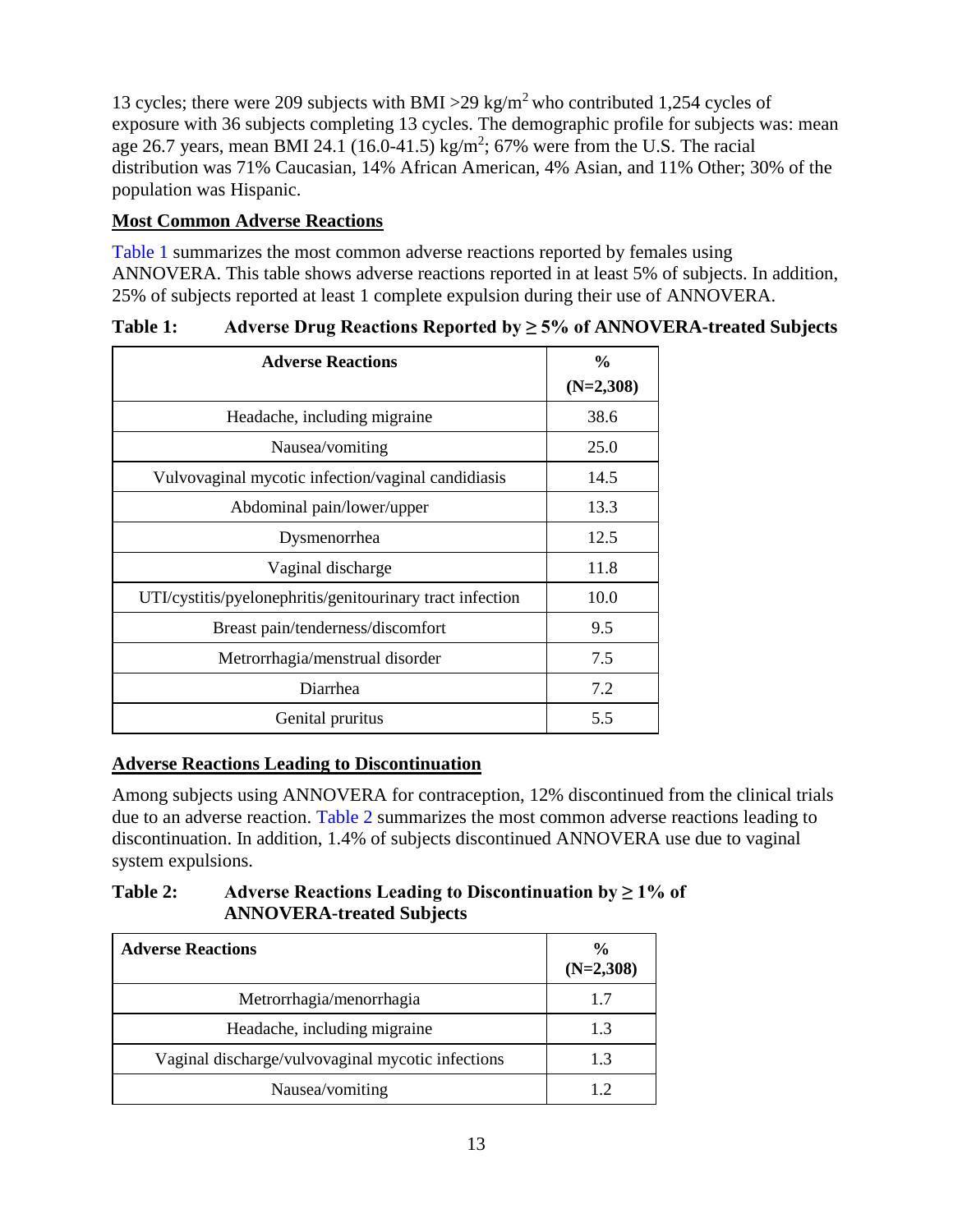13 cycles; there were 209 subjects with BMI >29 $kg/m^2$ who contributed 1,254 cycles of exposure with 36 subjects completing 13 cycles. The demographic profile for subjects was: mean age 26.7 years, mean BMI 24.1 (16.0-41.5) $kg/m^2$; 67% were from the U.S. The racial distribution was 71% Caucasian, 14% African American, 4% Asian, and 11% Other; 30% of the population was Hispanic.

**Most Common Adverse Reactions**

Table 1 summarizes the most common adverse reactions reported by females using ANNOVERA. This table shows adverse reactions reported in at least 5% of subjects. In addition, 25% of subjects reported at least 1 complete expulsion during their use of ANNOVERA.

**Table 1: Adverse Drug Reactions Reported by ≥ 5% of ANNOVERA-treated Subjects**

| Adverse Reactions | % (N=2,308) |
|---|---|
| Headache, including migraine | 38.6 |
| Nausea/vomiting | 25.0 |
| Vulvovaginal mycotic infection/vaginal candidiasis | 14.5 |
| Abdominal pain/lower/upper | 13.3 |
| Dysmenorrhea | 12.5 |
| Vaginal discharge | 11.8 |
| UTI/cystitis/pyelonephritis/genitourinary tract infection | 10.0 |
| Breast pain/tenderness/discomfort | 9.5 |
| Metrorrhagia/menstrual disorder | 7.5 |
| Diarrhea | 7.2 |
| Genital pruritus | 5.5 |

**Adverse Reactions Leading to Discontinuation**

Among subjects using ANNOVERA for contraception, 12% discontinued from the clinical trials due to an adverse reaction. Table 2 summarizes the most common adverse reactions leading to discontinuation. In addition, 1.4% of subjects discontinued ANNOVERA use due to vaginal system expulsions.

**Table 2: Adverse Reactions Leading to Discontinuation by ≥ 1% of ANNOVERA-treated Subjects**

| Adverse Reactions | % (N=2,308) |
|---|---|
| Metrorrhagia/menorrhagia | 1.7 |
| Headache, including migraine | 1.3 |
| Vaginal discharge/vulvovaginal mycotic infections | 1.3 |
| Nausea/vomiting | 1.2 |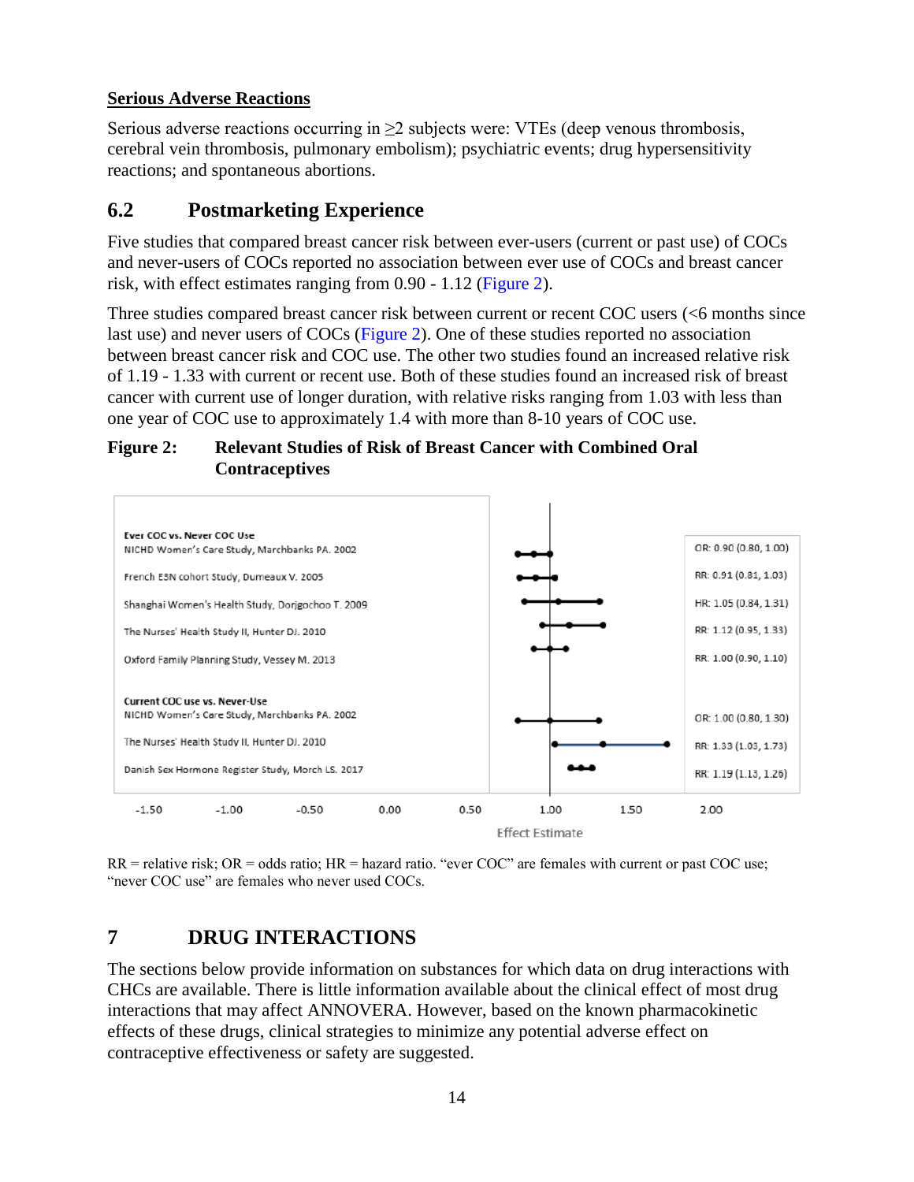**Serious Adverse Reactions**

Serious adverse reactions occurring in ≥2 subjects were: VTEs (deep venous thrombosis, cerebral vein thrombosis, pulmonary embolism); psychiatric events; drug hypersensitivity reactions; and spontaneous abortions.

## 6.2 Postmarketing Experience

Five studies that compared breast cancer risk between ever-users (current or past use) of COCs and never-users of COCs reported no association between ever use of COCs and breast cancer risk, with effect estimates ranging from 0.90 - 1.12 (Figure 2).

Three studies compared breast cancer risk between current or recent COC users (<6 months since last use) and never users of COCs (Figure 2). One of these studies reported no association between breast cancer risk and COC use. The other two studies found an increased relative risk of 1.19 - 1.33 with current or recent use. Both of these studies found an increased risk of breast cancer with current use of longer duration, with relative risks ranging from 1.03 with less than one year of COC use to approximately 1.4 with more than 8-10 years of COC use.

**Figure 2: Relevant Studies of Risk of Breast Cancer with Combined Oral Contraceptives**

| Study | Effect Estimate |
|---|---|
| **Ever COC vs. Never COC Use** | |
| NICHD Women's Care Study, Marchbanks PA. 2002 | OR: 0.90 (0.80, 1.00) |
| French E3N cohort Study, Dumeaux V. 2005 | RR: 0.91 (0.81, 1.03) |
| Shanghai Women's Health Study, Dorjgochoo T. 2009 | HR: 1.05 (0.84, 1.31) |
| The Nurses' Health Study II, Hunter DJ. 2010 | RR: 1.12 (0.95, 1.33) |
| Oxford Family Planning Study, Vessey M. 2013 | RR: 1.00 (0.90, 1.10) |
| **Current COC use vs. Never-Use** | |
| NICHD Women's Care Study, Marchbanks PA. 2002 | OR: 1.00 (0.80, 1.30) |
| The Nurses' Health Study II, Hunter DJ. 2010 | RR: 1.33 (1.03, 1.73) |
| Danish Sex Hormone Register Study, Mørch LS. 2017 | RR: 1.19 (1.13, 1.26) |

RR = relative risk; OR = odds ratio; HR = hazard ratio. "ever COC" are females with current or past COC use; "never COC use" are females who never used COCs.

# 7 DRUG INTERACTIONS

The sections below provide information on substances for which data on drug interactions with CHCs are available. There is little information available about the clinical effect of most drug interactions that may affect ANNOVERA. However, based on the known pharmacokinetic effects of these drugs, clinical strategies to minimize any potential adverse effect on contraceptive effectiveness or safety are suggested.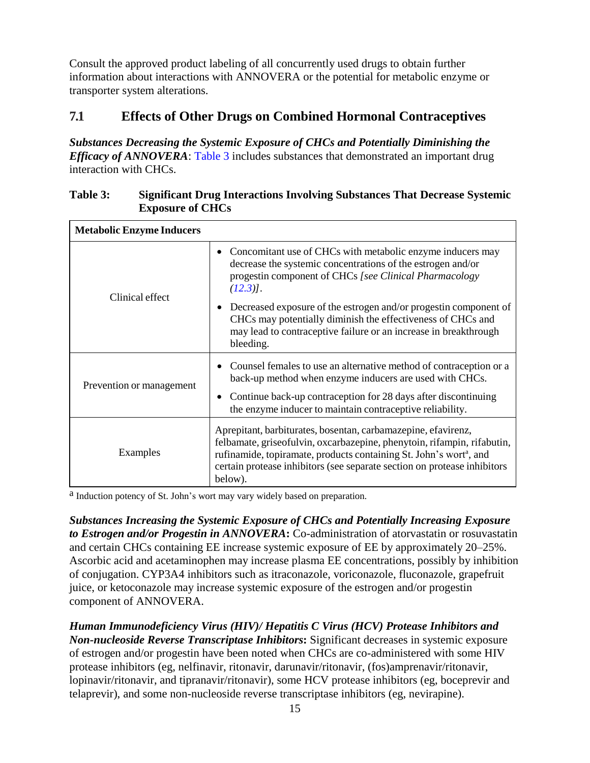Consult the approved product labeling of all concurrently used drugs to obtain further information about interactions with ANNOVERA or the potential for metabolic enzyme or transporter system alterations.

## 7.1 Effects of Other Drugs on Combined Hormonal Contraceptives

***Substances Decreasing the Systemic Exposure of CHCs and Potentially Diminishing the Efficacy of ANNOVERA***: Table 3 includes substances that demonstrated an important drug interaction with CHCs.

**Table 3: Significant Drug Interactions Involving Substances That Decrease Systemic Exposure of CHCs**

| **Metabolic Enzyme Inducers** | |
|---|---|
| Clinical effect | • Concomitant use of CHCs with metabolic enzyme inducers may decrease the systemic concentrations of the estrogen and/or progestin component of CHCs *[see Clinical Pharmacology (12.3)]*.<br>• Decreased exposure of the estrogen and/or progestin component of CHCs may potentially diminish the effectiveness of CHCs and may lead to contraceptive failure or an increase in breakthrough bleeding. |
| Prevention or management | • Counsel females to use an alternative method of contraception or a back-up method when enzyme inducers are used with CHCs.<br>• Continue back-up contraception for 28 days after discontinuing the enzyme inducer to maintain contraceptive reliability. |
| Examples | Aprepitant, barbiturates, bosentan, carbamazepine, efavirenz, felbamate, griseofulvin, oxcarbazepine, phenytoin, rifampin, rifabutin, rufinamide, topiramate, products containing St. John's wort[a], and certain protease inhibitors (see separate section on protease inhibitors below). |

[a] Induction potency of St. John's wort may vary widely based on preparation.

***Substances Increasing the Systemic Exposure of CHCs and Potentially Increasing Exposure to Estrogen and/or Progestin in ANNOVERA*:** Co-administration of atorvastatin or rosuvastatin and certain CHCs containing EE increase systemic exposure of EE by approximately 20–25%. Ascorbic acid and acetaminophen may increase plasma EE concentrations, possibly by inhibition of conjugation. CYP3A4 inhibitors such as itraconazole, voriconazole, fluconazole, grapefruit juice, or ketoconazole may increase systemic exposure of the estrogen and/or progestin component of ANNOVERA.

***Human Immunodeficiency Virus (HIV)/ Hepatitis C Virus (HCV) Protease Inhibitors and Non-nucleoside Reverse Transcriptase Inhibitors*:** Significant decreases in systemic exposure of estrogen and/or progestin have been noted when CHCs are co-administered with some HIV protease inhibitors (eg, nelfinavir, ritonavir, darunavir/ritonavir, (fos)amprenavir/ritonavir, lopinavir/ritonavir, and tipranavir/ritonavir), some HCV protease inhibitors (eg, boceprevir and telaprevir), and some non-nucleoside reverse transcriptase inhibitors (eg, nevirapine).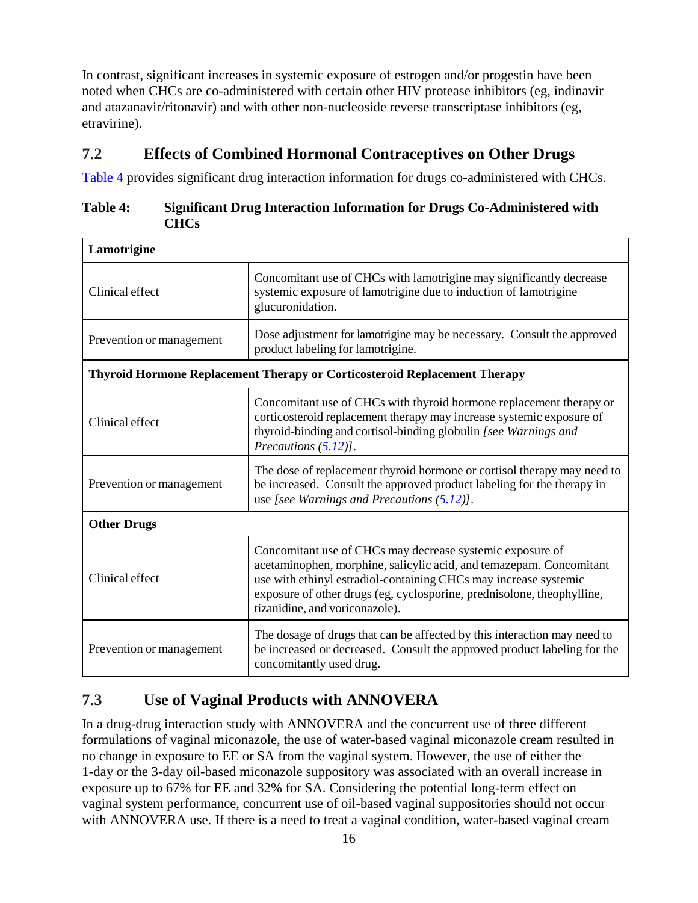In contrast, significant increases in systemic exposure of estrogen and/or progestin have been noted when CHCs are co-administered with certain other HIV protease inhibitors (eg, indinavir and atazanavir/ritonavir) and with other non-nucleoside reverse transcriptase inhibitors (eg, etravirine).

## 7.2 Effects of Combined Hormonal Contraceptives on Other Drugs

Table 4 provides significant drug interaction information for drugs co-administered with CHCs.

**Table 4: Significant Drug Interaction Information for Drugs Co-Administered with CHCs**

| **Lamotrigine** | |
|---|---|
| Clinical effect | Concomitant use of CHCs with lamotrigine may significantly decrease systemic exposure of lamotrigine due to induction of lamotrigine glucuronidation. |
| Prevention or management | Dose adjustment for lamotrigine may be necessary. Consult the approved product labeling for lamotrigine. |
| **Thyroid Hormone Replacement Therapy or Corticosteroid Replacement Therapy** | |
| Clinical effect | Concomitant use of CHCs with thyroid hormone replacement therapy or corticosteroid replacement therapy may increase systemic exposure of thyroid-binding and cortisol-binding globulin *[see Warnings and Precautions (5.12)]*. |
| Prevention or management | The dose of replacement thyroid hormone or cortisol therapy may need to be increased. Consult the approved product labeling for the therapy in use *[see Warnings and Precautions (5.12)]*. |
| **Other Drugs** | |
| Clinical effect | Concomitant use of CHCs may decrease systemic exposure of acetaminophen, morphine, salicylic acid, and temazepam. Concomitant use with ethinyl estradiol-containing CHCs may increase systemic exposure of other drugs (eg, cyclosporine, prednisolone, theophylline, tizanidine, and voriconazole). |
| Prevention or management | The dosage of drugs that can be affected by this interaction may need to be increased or decreased. Consult the approved product labeling for the concomitantly used drug. |

## 7.3 Use of Vaginal Products with ANNOVERA

In a drug-drug interaction study with ANNOVERA and the concurrent use of three different formulations of vaginal miconazole, the use of water-based vaginal miconazole cream resulted in no change in exposure to EE or SA from the vaginal system. However, the use of either the 1-day or the 3-day oil-based miconazole suppository was associated with an overall increase in exposure up to 67% for EE and 32% for SA. Considering the potential long-term effect on vaginal system performance, concurrent use of oil-based vaginal suppositories should not occur with ANNOVERA use. If there is a need to treat a vaginal condition, water-based vaginal cream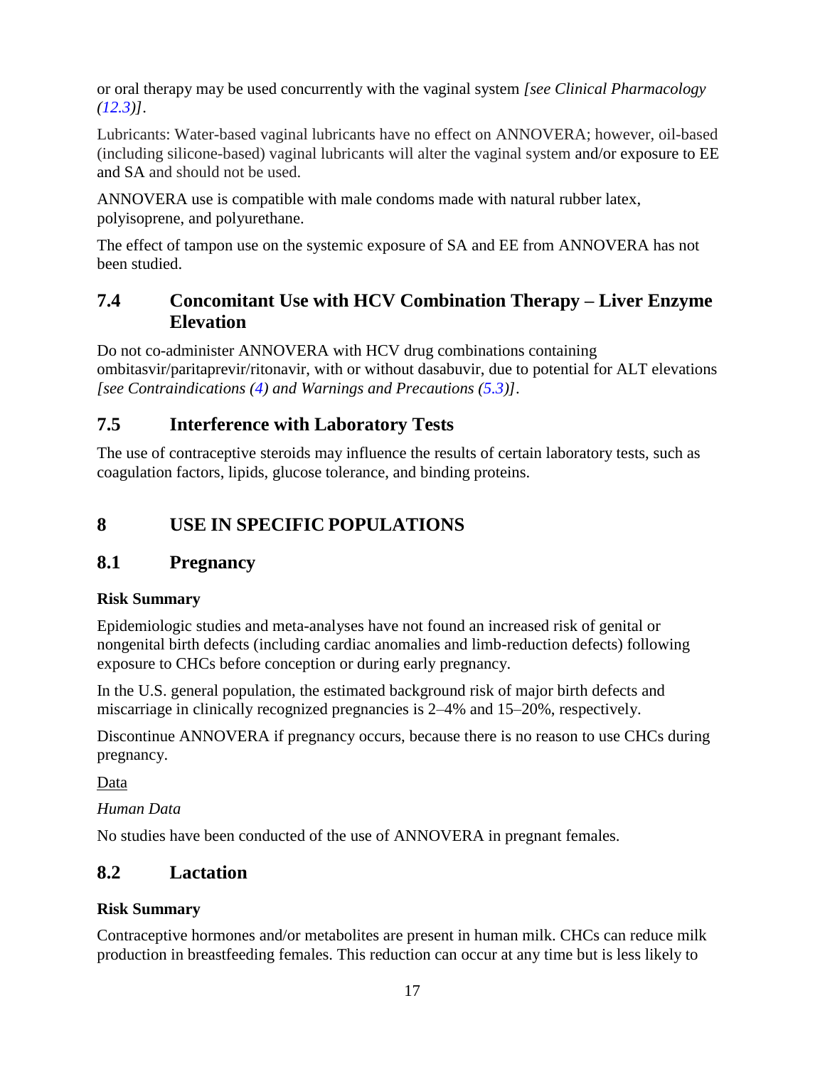or oral therapy may be used concurrently with the vaginal system *[see Clinical Pharmacology (12.3)]*.

Lubricants: Water-based vaginal lubricants have no effect on ANNOVERA; however, oil-based (including silicone-based) vaginal lubricants will alter the vaginal system and/or exposure to EE and SA and should not be used.

ANNOVERA use is compatible with male condoms made with natural rubber latex, polyisoprene, and polyurethane.

The effect of tampon use on the systemic exposure of SA and EE from ANNOVERA has not been studied.

## 7.4 Concomitant Use with HCV Combination Therapy – Liver Enzyme Elevation

Do not co-administer ANNOVERA with HCV drug combinations containing ombitasvir/paritaprevir/ritonavir, with or without dasabuvir, due to potential for ALT elevations *[see Contraindications (4) and Warnings and Precautions (5.3)]*.

## 7.5 Interference with Laboratory Tests

The use of contraceptive steroids may influence the results of certain laboratory tests, such as coagulation factors, lipids, glucose tolerance, and binding proteins.

# 8 USE IN SPECIFIC POPULATIONS

## 8.1 Pregnancy

**Risk Summary**

Epidemiologic studies and meta-analyses have not found an increased risk of genital or nongenital birth defects (including cardiac anomalies and limb-reduction defects) following exposure to CHCs before conception or during early pregnancy.

In the U.S. general population, the estimated background risk of major birth defects and miscarriage in clinically recognized pregnancies is 2–4% and 15–20%, respectively.

Discontinue ANNOVERA if pregnancy occurs, because there is no reason to use CHCs during pregnancy.

Data

*Human Data*

No studies have been conducted of the use of ANNOVERA in pregnant females.

## 8.2 Lactation

**Risk Summary**

Contraceptive hormones and/or metabolites are present in human milk. CHCs can reduce milk production in breastfeeding females. This reduction can occur at any time but is less likely to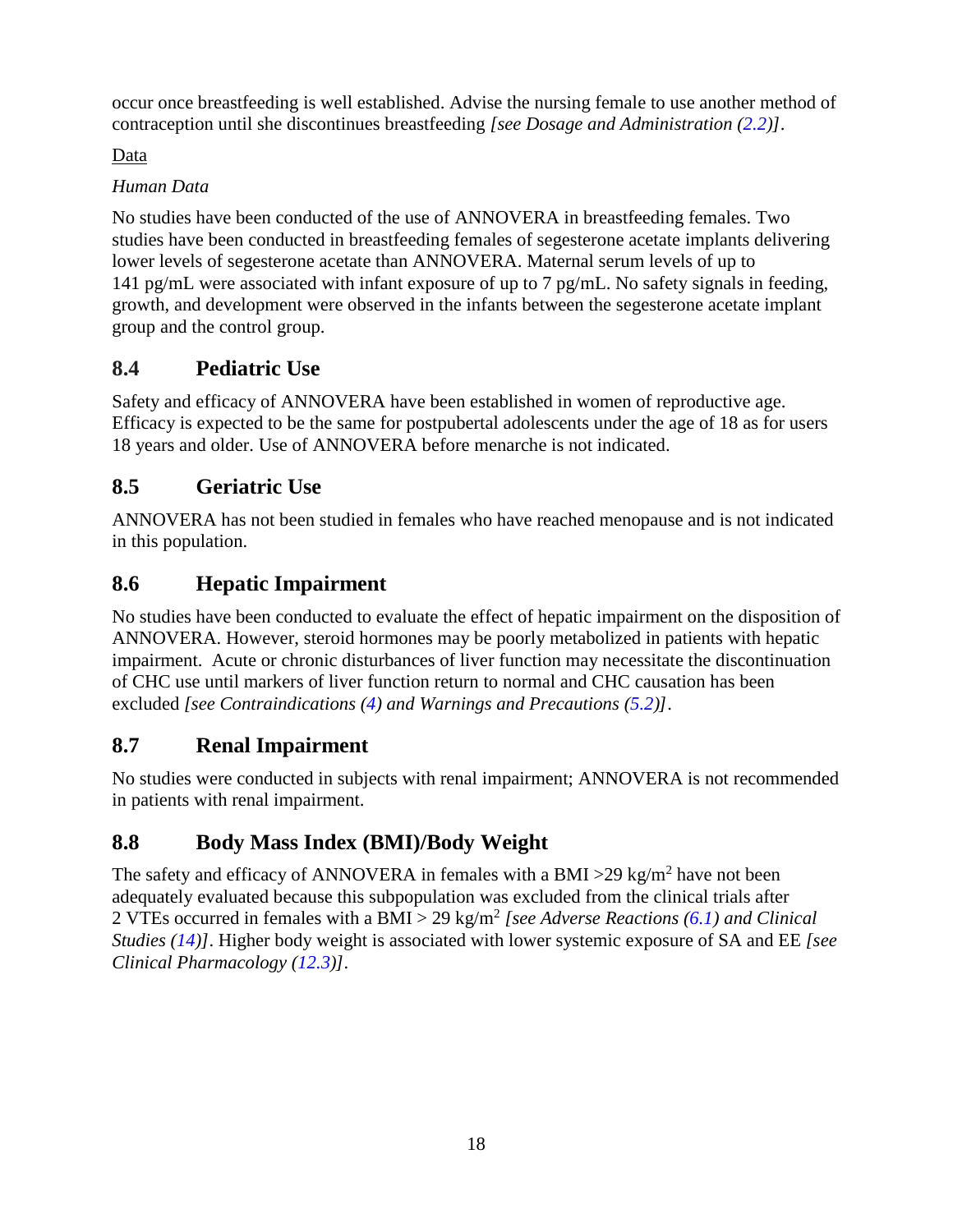occur once breastfeeding is well established. Advise the nursing female to use another method of contraception until she discontinues breastfeeding *[see Dosage and Administration (2.2)]*.

Data

*Human Data*

No studies have been conducted of the use of ANNOVERA in breastfeeding females. Two studies have been conducted in breastfeeding females of segesterone acetate implants delivering lower levels of segesterone acetate than ANNOVERA. Maternal serum levels of up to 141 pg/mL were associated with infant exposure of up to 7 pg/mL. No safety signals in feeding, growth, and development were observed in the infants between the segesterone acetate implant group and the control group.

## 8.4 Pediatric Use

Safety and efficacy of ANNOVERA have been established in women of reproductive age. Efficacy is expected to be the same for postpubertal adolescents under the age of 18 as for users 18 years and older. Use of ANNOVERA before menarche is not indicated.

## 8.5 Geriatric Use

ANNOVERA has not been studied in females who have reached menopause and is not indicated in this population.

## 8.6 Hepatic Impairment

No studies have been conducted to evaluate the effect of hepatic impairment on the disposition of ANNOVERA. However, steroid hormones may be poorly metabolized in patients with hepatic impairment. Acute or chronic disturbances of liver function may necessitate the discontinuation of CHC use until markers of liver function return to normal and CHC causation has been excluded *[see Contraindications (4) and Warnings and Precautions (5.2)]*.

## 8.7 Renal Impairment

No studies were conducted in subjects with renal impairment; ANNOVERA is not recommended in patients with renal impairment.

## 8.8 Body Mass Index (BMI)/Body Weight

The safety and efficacy of ANNOVERA in females with a BMI >29 kg/m$^2$ have not been adequately evaluated because this subpopulation was excluded from the clinical trials after 2 VTEs occurred in females with a BMI > 29 kg/m$^2$ *[see Adverse Reactions (6.1) and Clinical Studies (14)]*. Higher body weight is associated with lower systemic exposure of SA and EE *[see Clinical Pharmacology (12.3)]*.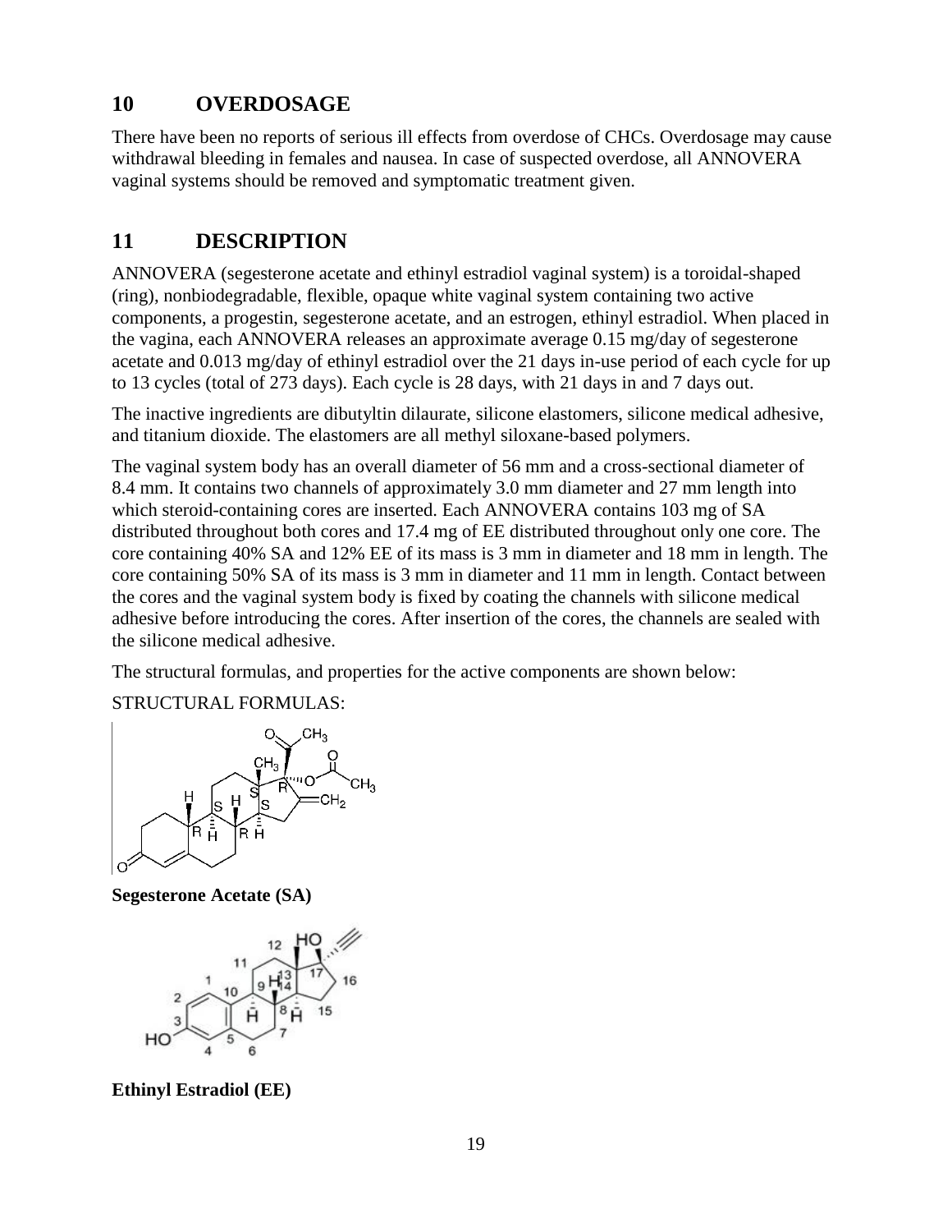## 10 OVERDOSAGE

There have been no reports of serious ill effects from overdose of CHCs. Overdosage may cause withdrawal bleeding in females and nausea. In case of suspected overdose, all ANNOVERA vaginal systems should be removed and symptomatic treatment given.

## 11 DESCRIPTION

ANNOVERA (segesterone acetate and ethinyl estradiol vaginal system) is a toroidal-shaped (ring), nonbiodegradable, flexible, opaque white vaginal system containing two active components, a progestin, segesterone acetate, and an estrogen, ethinyl estradiol. When placed in the vagina, each ANNOVERA releases an approximate average 0.15 mg/day of segesterone acetate and 0.013 mg/day of ethinyl estradiol over the 21 days in-use period of each cycle for up to 13 cycles (total of 273 days). Each cycle is 28 days, with 21 days in and 7 days out.

The inactive ingredients are dibutyltin dilaurate, silicone elastomers, silicone medical adhesive, and titanium dioxide. The elastomers are all methyl siloxane-based polymers.

The vaginal system body has an overall diameter of 56 mm and a cross-sectional diameter of 8.4 mm. It contains two channels of approximately 3.0 mm diameter and 27 mm length into which steroid-containing cores are inserted. Each ANNOVERA contains 103 mg of SA distributed throughout both cores and 17.4 mg of EE distributed throughout only one core. The core containing 40% SA and 12% EE of its mass is 3 mm in diameter and 18 mm in length. The core containing 50% SA of its mass is 3 mm in diameter and 11 mm in length. Contact between the cores and the vaginal system body is fixed by coating the channels with silicone medical adhesive before introducing the cores. After insertion of the cores, the channels are sealed with the silicone medical adhesive.

The structural formulas, and properties for the active components are shown below:

STRUCTURAL FORMULAS:

**Segesterone Acetate (SA)**

**Ethinyl Estradiol (EE)**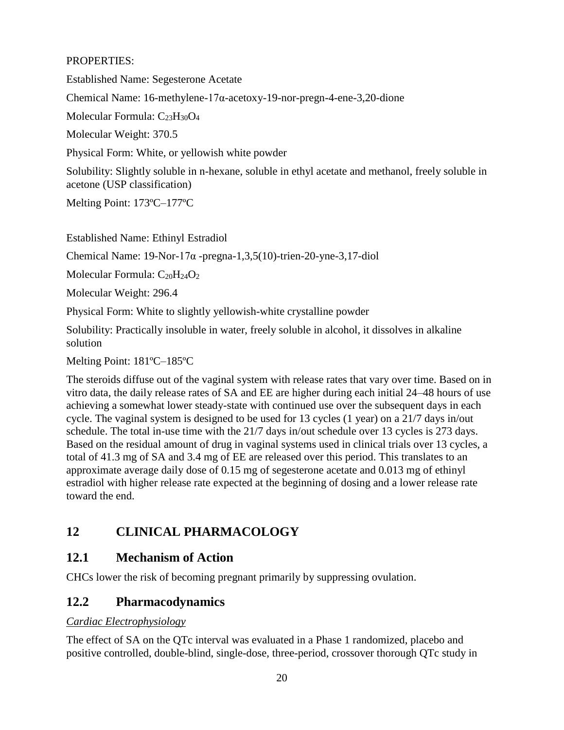PROPERTIES:

Established Name: Segesterone Acetate

Chemical Name: 16-methylene-17α-acetoxy-19-nor-pregn-4-ene-3,20-dione

Molecular Formula: $C_{23}H_{30}O_4$

Molecular Weight: 370.5

Physical Form: White, or yellowish white powder

Solubility: Slightly soluble in n-hexane, soluble in ethyl acetate and methanol, freely soluble in acetone (USP classification)

Melting Point: 173ºC–177ºC

Established Name: Ethinyl Estradiol

Chemical Name: 19-Nor-17α -pregna-1,3,5(10)-trien-20-yne-3,17-diol

Molecular Formula: $C_{20}H_{24}O_2$

Molecular Weight: 296.4

Physical Form: White to slightly yellowish-white crystalline powder

Solubility: Practically insoluble in water, freely soluble in alcohol, it dissolves in alkaline solution

Melting Point: 181ºC–185ºC

The steroids diffuse out of the vaginal system with release rates that vary over time. Based on in vitro data, the daily release rates of SA and EE are higher during each initial 24–48 hours of use achieving a somewhat lower steady-state with continued use over the subsequent days in each cycle. The vaginal system is designed to be used for 13 cycles (1 year) on a 21/7 days in/out schedule. The total in-use time with the 21/7 days in/out schedule over 13 cycles is 273 days. Based on the residual amount of drug in vaginal systems used in clinical trials over 13 cycles, a total of 41.3 mg of SA and 3.4 mg of EE are released over this period. This translates to an approximate average daily dose of 0.15 mg of segesterone acetate and 0.013 mg of ethinyl estradiol with higher release rate expected at the beginning of dosing and a lower release rate toward the end.

# 12 CLINICAL PHARMACOLOGY

## 12.1 Mechanism of Action

CHCs lower the risk of becoming pregnant primarily by suppressing ovulation.

## 12.2 Pharmacodynamics

*Cardiac Electrophysiology*

The effect of SA on the QTc interval was evaluated in a Phase 1 randomized, placebo and positive controlled, double-blind, single-dose, three-period, crossover thorough QTc study in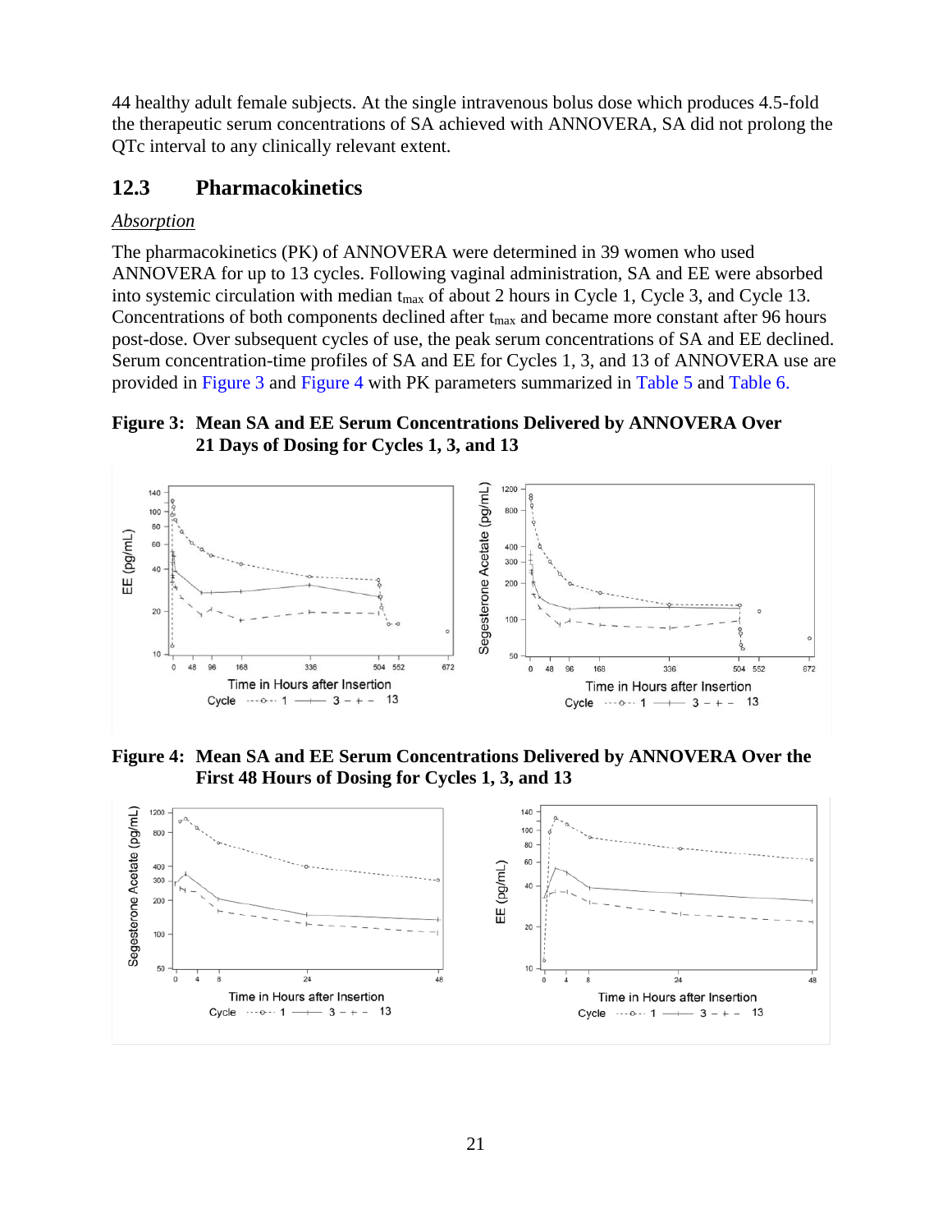44 healthy adult female subjects. At the single intravenous bolus dose which produces 4.5-fold the therapeutic serum concentrations of SA achieved with ANNOVERA, SA did not prolong the QTc interval to any clinically relevant extent.

## 12.3 Pharmacokinetics

*Absorption*

The pharmacokinetics (PK) of ANNOVERA were determined in 39 women who used ANNOVERA for up to 13 cycles. Following vaginal administration, SA and EE were absorbed into systemic circulation with median $t_{max}$ of about 2 hours in Cycle 1, Cycle 3, and Cycle 13. Concentrations of both components declined after $t_{max}$ and became more constant after 96 hours post-dose. Over subsequent cycles of use, the peak serum concentrations of SA and EE declined. Serum concentration-time profiles of SA and EE for Cycles 1, 3, and 13 of ANNOVERA use are provided in Figure 3 and Figure 4 with PK parameters summarized in Table 5 and Table 6.

**Figure 3: Mean SA and EE Serum Concentrations Delivered by ANNOVERA Over 21 Days of Dosing for Cycles 1, 3, and 13**

**Figure 4: Mean SA and EE Serum Concentrations Delivered by ANNOVERA Over the First 48 Hours of Dosing for Cycles 1, 3, and 13**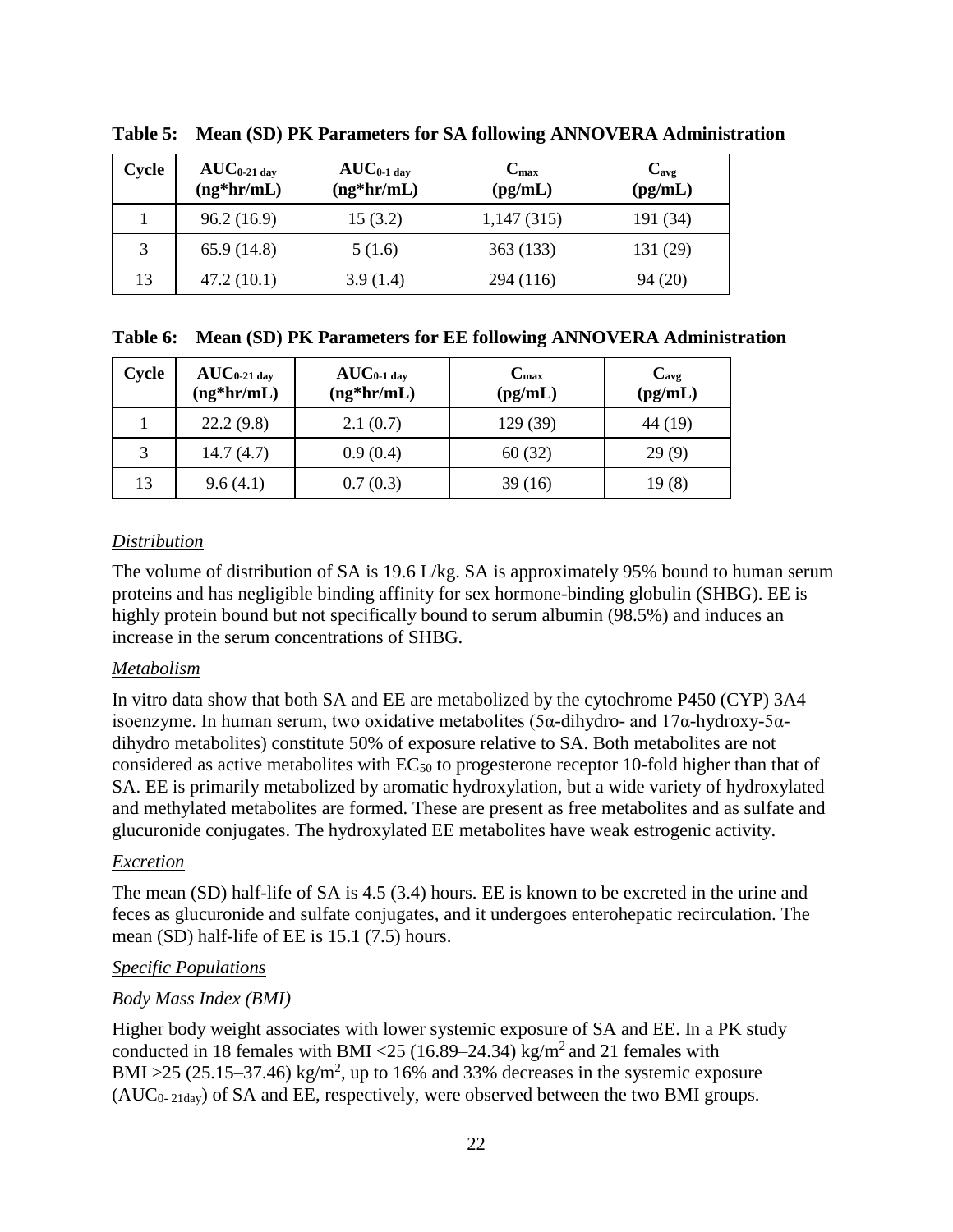**Table 5: Mean (SD) PK Parameters for SA following ANNOVERA Administration**

| Cycle | $AUC_{0\text{-}21\ day}$ (ng*hr/mL) | $AUC_{0\text{-}1\ day}$ (ng*hr/mL) | $C_{max}$ (pg/mL) | $C_{avg}$ (pg/mL) |
|---|---|---|---|---|
| 1 | 96.2 (16.9) | 15 (3.2) | 1,147 (315) | 191 (34) |
| 3 | 65.9 (14.8) | 5 (1.6) | 363 (133) | 131 (29) |
| 13 | 47.2 (10.1) | 3.9 (1.4) | 294 (116) | 94 (20) |

**Table 6: Mean (SD) PK Parameters for EE following ANNOVERA Administration**

| Cycle | $AUC_{0\text{-}21\ day}$ (ng*hr/mL) | $AUC_{0\text{-}1\ day}$ (ng*hr/mL) | $C_{max}$ (pg/mL) | $C_{avg}$ (pg/mL) |
|---|---|---|---|---|
| 1 | 22.2 (9.8) | 2.1 (0.7) | 129 (39) | 44 (19) |
| 3 | 14.7 (4.7) | 0.9 (0.4) | 60 (32) | 29 (9) |
| 13 | 9.6 (4.1) | 0.7 (0.3) | 39 (16) | 19 (8) |

*Distribution*

The volume of distribution of SA is 19.6 L/kg. SA is approximately 95% bound to human serum proteins and has negligible binding affinity for sex hormone-binding globulin (SHBG). EE is highly protein bound but not specifically bound to serum albumin (98.5%) and induces an increase in the serum concentrations of SHBG.

*Metabolism*

In vitro data show that both SA and EE are metabolized by the cytochrome P450 (CYP) 3A4 isoenzyme. In human serum, two oxidative metabolites (5α-dihydro- and 17α-hydroxy-5α-dihydro metabolites) constitute 50% of exposure relative to SA. Both metabolites are not considered as active metabolites with $EC_{50}$ to progesterone receptor 10-fold higher than that of SA. EE is primarily metabolized by aromatic hydroxylation, but a wide variety of hydroxylated and methylated metabolites are formed. These are present as free metabolites and as sulfate and glucuronide conjugates. The hydroxylated EE metabolites have weak estrogenic activity.

*Excretion*

The mean (SD) half-life of SA is 4.5 (3.4) hours. EE is known to be excreted in the urine and feces as glucuronide and sulfate conjugates, and it undergoes enterohepatic recirculation. The mean (SD) half-life of EE is 15.1 (7.5) hours.

*Specific Populations*

*Body Mass Index (BMI)*

Higher body weight associates with lower systemic exposure of SA and EE. In a PK study conducted in 18 females with BMI <25 (16.89–24.34) $kg/m^2$ and 21 females with BMI >25 (25.15–37.46) $kg/m^2$, up to 16% and 33% decreases in the systemic exposure ($AUC_{0\text{-}21day}$) of SA and EE, respectively, were observed between the two BMI groups.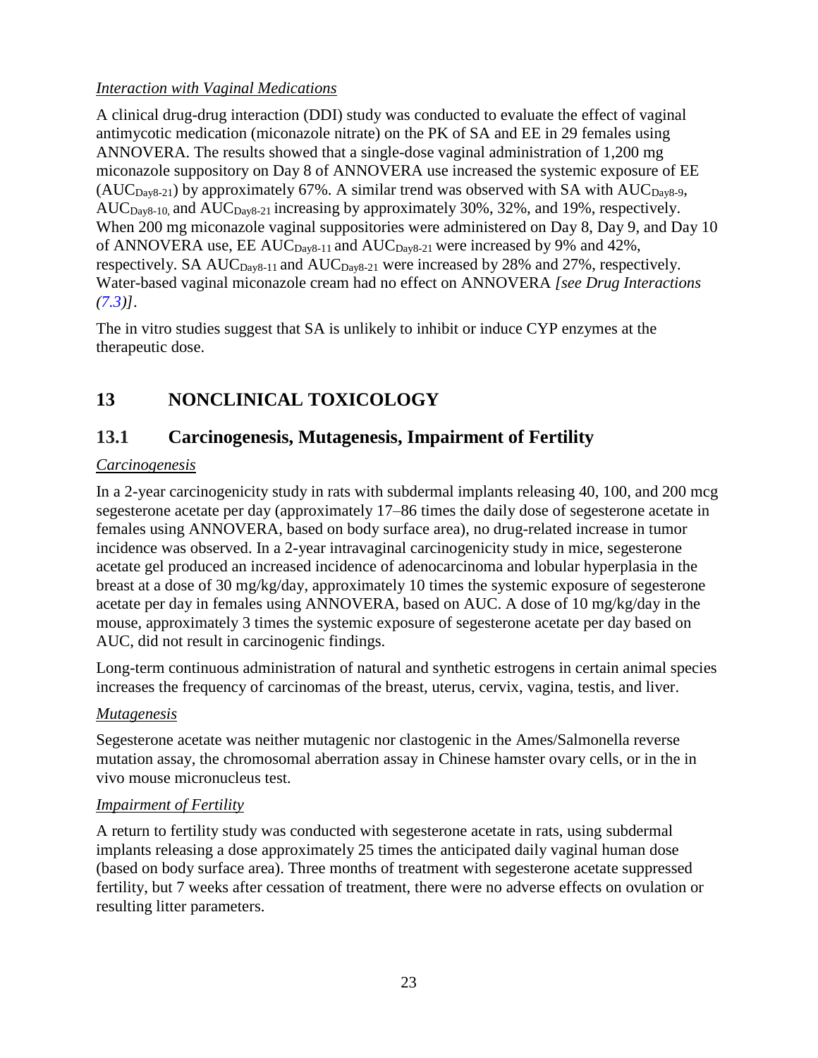*Interaction with Vaginal Medications*

A clinical drug-drug interaction (DDI) study was conducted to evaluate the effect of vaginal antimycotic medication (miconazole nitrate) on the PK of SA and EE in 29 females using ANNOVERA. The results showed that a single-dose vaginal administration of 1,200 mg miconazole suppository on Day 8 of ANNOVERA use increased the systemic exposure of EE ($AUC_{Day8\text{-}21}$) by approximately 67%. A similar trend was observed with SA with $AUC_{Day8\text{-}9}$, $AUC_{Day8\text{-}10}$, and $AUC_{Day8\text{-}21}$ increasing by approximately 30%, 32%, and 19%, respectively. When 200 mg miconazole vaginal suppositories were administered on Day 8, Day 9, and Day 10 of ANNOVERA use, EE $AUC_{Day8\text{-}11}$ and $AUC_{Day8\text{-}21}$ were increased by 9% and 42%, respectively. SA $AUC_{Day8\text{-}11}$ and $AUC_{Day8\text{-}21}$ were increased by 28% and 27%, respectively. Water-based vaginal miconazole cream had no effect on ANNOVERA *[see Drug Interactions (7.3)]*.

The in vitro studies suggest that SA is unlikely to inhibit or induce CYP enzymes at the therapeutic dose.

# 13 NONCLINICAL TOXICOLOGY

## 13.1 Carcinogenesis, Mutagenesis, Impairment of Fertility

*Carcinogenesis*

In a 2-year carcinogenicity study in rats with subdermal implants releasing 40, 100, and 200 mcg segesterone acetate per day (approximately 17–86 times the daily dose of segesterone acetate in females using ANNOVERA, based on body surface area), no drug-related increase in tumor incidence was observed. In a 2-year intravaginal carcinogenicity study in mice, segesterone acetate gel produced an increased incidence of adenocarcinoma and lobular hyperplasia in the breast at a dose of 30 mg/kg/day, approximately 10 times the systemic exposure of segesterone acetate per day in females using ANNOVERA, based on AUC. A dose of 10 mg/kg/day in the mouse, approximately 3 times the systemic exposure of segesterone acetate per day based on AUC, did not result in carcinogenic findings.

Long-term continuous administration of natural and synthetic estrogens in certain animal species increases the frequency of carcinomas of the breast, uterus, cervix, vagina, testis, and liver.

*Mutagenesis*

Segesterone acetate was neither mutagenic nor clastogenic in the Ames/Salmonella reverse mutation assay, the chromosomal aberration assay in Chinese hamster ovary cells, or in the in vivo mouse micronucleus test.

*Impairment of Fertility*

A return to fertility study was conducted with segesterone acetate in rats, using subdermal implants releasing a dose approximately 25 times the anticipated daily vaginal human dose (based on body surface area). Three months of treatment with segesterone acetate suppressed fertility, but 7 weeks after cessation of treatment, there were no adverse effects on ovulation or resulting litter parameters.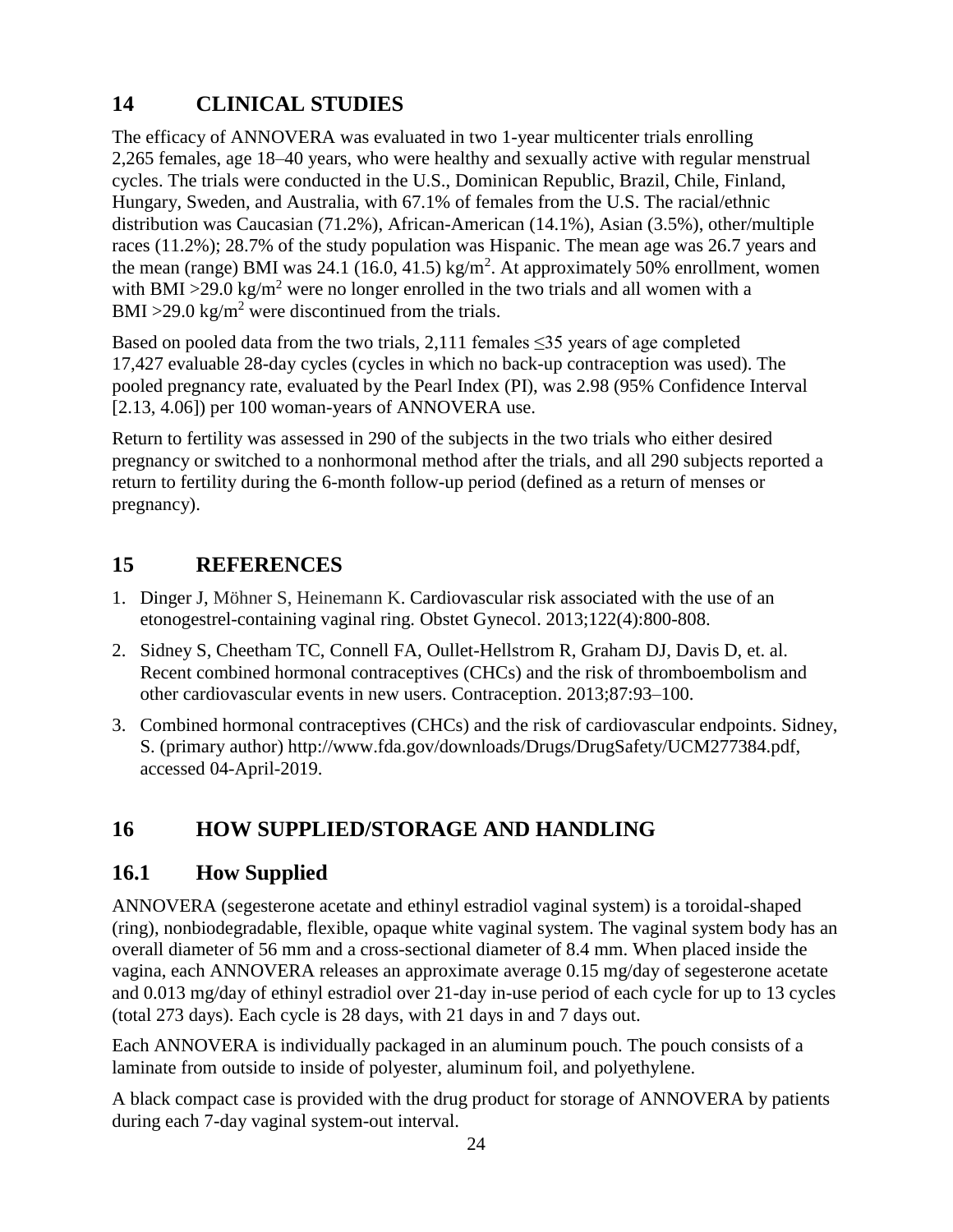## 14 CLINICAL STUDIES

The efficacy of ANNOVERA was evaluated in two 1-year multicenter trials enrolling 2,265 females, age 18–40 years, who were healthy and sexually active with regular menstrual cycles. The trials were conducted in the U.S., Dominican Republic, Brazil, Chile, Finland, Hungary, Sweden, and Australia, with 67.1% of females from the U.S. The racial/ethnic distribution was Caucasian (71.2%), African-American (14.1%), Asian (3.5%), other/multiple races (11.2%); 28.7% of the study population was Hispanic. The mean age was 26.7 years and the mean (range) BMI was 24.1 (16.0, 41.5) $kg/m^2$. At approximately 50% enrollment, women with BMI >29.0 $kg/m^2$ were no longer enrolled in the two trials and all women with a BMI >29.0 $kg/m^2$ were discontinued from the trials.

Based on pooled data from the two trials, 2,111 females ≤35 years of age completed 17,427 evaluable 28-day cycles (cycles in which no back-up contraception was used). The pooled pregnancy rate, evaluated by the Pearl Index (PI), was 2.98 (95% Confidence Interval [2.13, 4.06]) per 100 woman-years of ANNOVERA use.

Return to fertility was assessed in 290 of the subjects in the two trials who either desired pregnancy or switched to a nonhormonal method after the trials, and all 290 subjects reported a return to fertility during the 6-month follow-up period (defined as a return of menses or pregnancy).

## 15 REFERENCES

1. Dinger J, Möhner S, Heinemann K. Cardiovascular risk associated with the use of an etonogestrel-containing vaginal ring. Obstet Gynecol. 2013;122(4):800-808.
2. Sidney S, Cheetham TC, Connell FA, Oullet-Hellstrom R, Graham DJ, Davis D, et. al. Recent combined hormonal contraceptives (CHCs) and the risk of thromboembolism and other cardiovascular events in new users. Contraception. 2013;87:93–100.
3. Combined hormonal contraceptives (CHCs) and the risk of cardiovascular endpoints. Sidney, S. (primary author) http://www.fda.gov/downloads/Drugs/DrugSafety/UCM277384.pdf, accessed 04-April-2019.

## 16 HOW SUPPLIED/STORAGE AND HANDLING

### 16.1 How Supplied

ANNOVERA (segesterone acetate and ethinyl estradiol vaginal system) is a toroidal-shaped (ring), nonbiodegradable, flexible, opaque white vaginal system. The vaginal system body has an overall diameter of 56 mm and a cross-sectional diameter of 8.4 mm. When placed inside the vagina, each ANNOVERA releases an approximate average 0.15 mg/day of segesterone acetate and 0.013 mg/day of ethinyl estradiol over 21-day in-use period of each cycle for up to 13 cycles (total 273 days). Each cycle is 28 days, with 21 days in and 7 days out.

Each ANNOVERA is individually packaged in an aluminum pouch. The pouch consists of a laminate from outside to inside of polyester, aluminum foil, and polyethylene.

A black compact case is provided with the drug product for storage of ANNOVERA by patients during each 7-day vaginal system-out interval.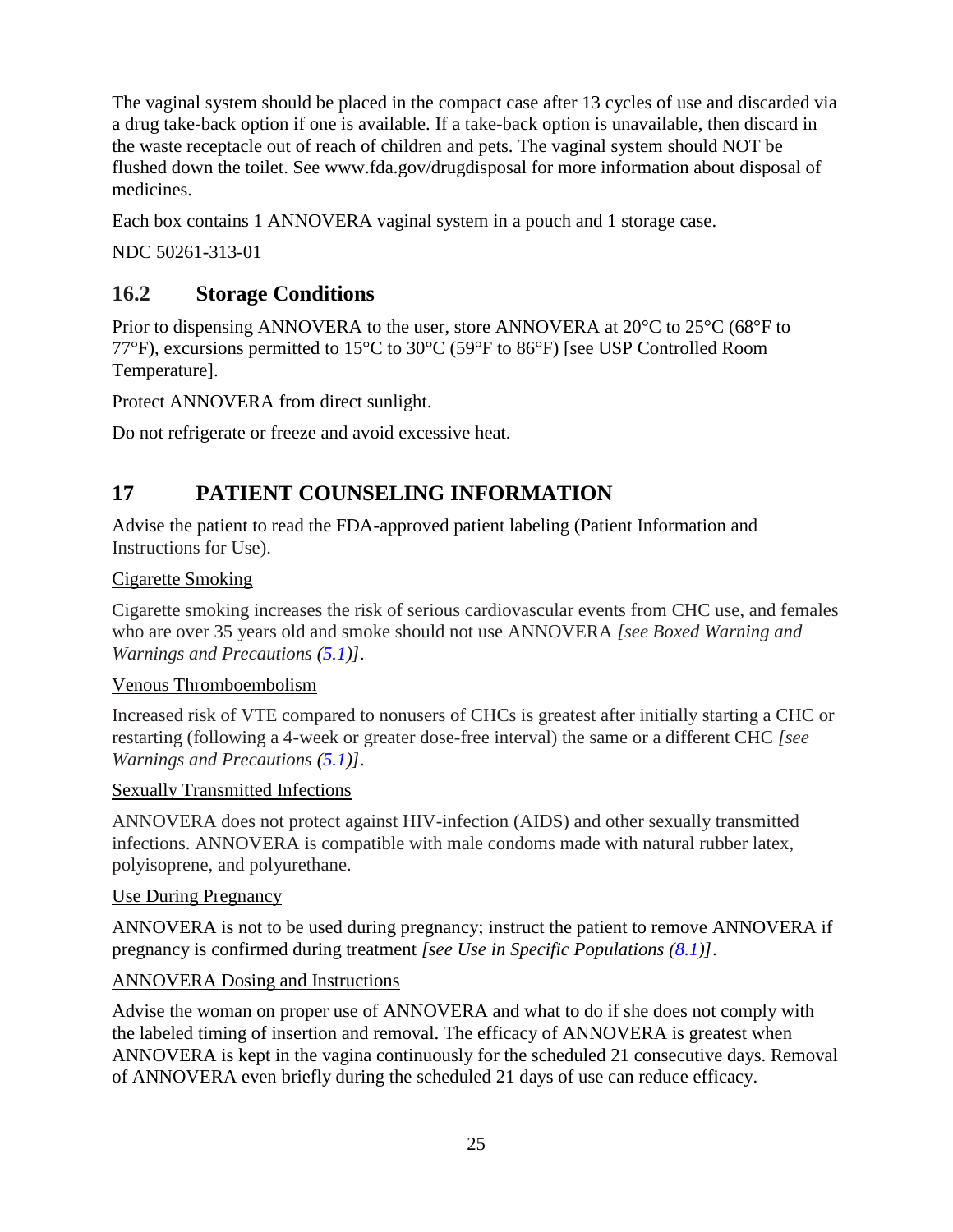The vaginal system should be placed in the compact case after 13 cycles of use and discarded via a drug take-back option if one is available. If a take-back option is unavailable, then discard in the waste receptacle out of reach of children and pets. The vaginal system should NOT be flushed down the toilet. See www.fda.gov/drugdisposal for more information about disposal of medicines.

Each box contains 1 ANNOVERA vaginal system in a pouch and 1 storage case.

NDC 50261-313-01

## 16.2 Storage Conditions

Prior to dispensing ANNOVERA to the user, store ANNOVERA at 20°C to 25°C (68°F to 77°F), excursions permitted to 15°C to 30°C (59°F to 86°F) [see USP Controlled Room Temperature].

Protect ANNOVERA from direct sunlight.

Do not refrigerate or freeze and avoid excessive heat.

# 17 PATIENT COUNSELING INFORMATION

Advise the patient to read the FDA-approved patient labeling (Patient Information and Instructions for Use).

Cigarette Smoking

Cigarette smoking increases the risk of serious cardiovascular events from CHC use, and females who are over 35 years old and smoke should not use ANNOVERA *[see Boxed Warning and Warnings and Precautions (5.1)]*.

Venous Thromboembolism

Increased risk of VTE compared to nonusers of CHCs is greatest after initially starting a CHC or restarting (following a 4-week or greater dose-free interval) the same or a different CHC *[see Warnings and Precautions (5.1)]*.

Sexually Transmitted Infections

ANNOVERA does not protect against HIV-infection (AIDS) and other sexually transmitted infections. ANNOVERA is compatible with male condoms made with natural rubber latex, polyisoprene, and polyurethane.

Use During Pregnancy

ANNOVERA is not to be used during pregnancy; instruct the patient to remove ANNOVERA if pregnancy is confirmed during treatment *[see Use in Specific Populations (8.1)]*.

ANNOVERA Dosing and Instructions

Advise the woman on proper use of ANNOVERA and what to do if she does not comply with the labeled timing of insertion and removal. The efficacy of ANNOVERA is greatest when ANNOVERA is kept in the vagina continuously for the scheduled 21 consecutive days. Removal of ANNOVERA even briefly during the scheduled 21 days of use can reduce efficacy.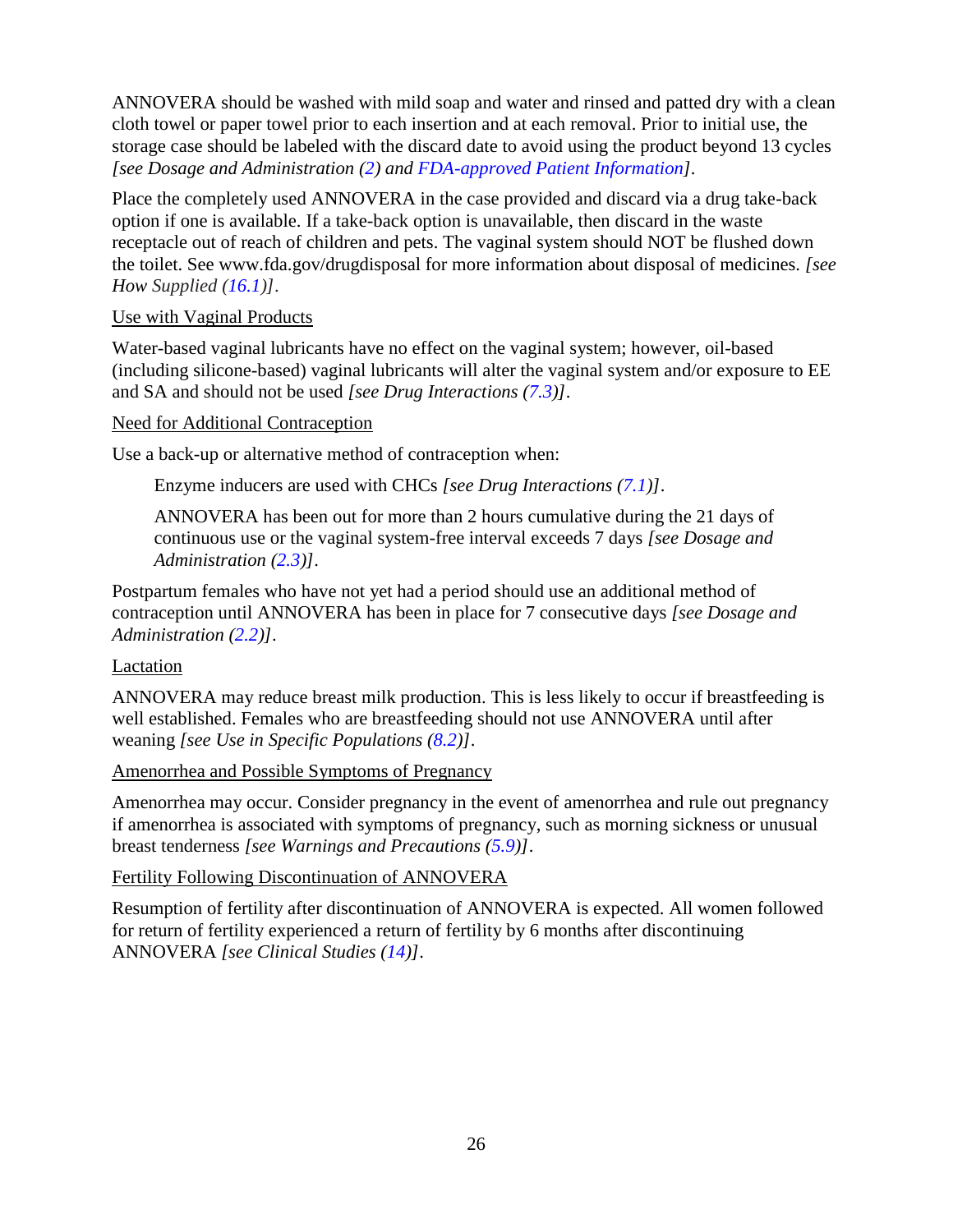ANNOVERA should be washed with mild soap and water and rinsed and patted dry with a clean cloth towel or paper towel prior to each insertion and at each removal. Prior to initial use, the storage case should be labeled with the discard date to avoid using the product beyond 13 cycles *[see Dosage and Administration (2) and FDA-approved Patient Information]*.

Place the completely used ANNOVERA in the case provided and discard via a drug take-back option if one is available. If a take-back option is unavailable, then discard in the waste receptacle out of reach of children and pets. The vaginal system should NOT be flushed down the toilet. See www.fda.gov/drugdisposal for more information about disposal of medicines. *[see How Supplied (16.1)]*.

<u>Use with Vaginal Products</u>

Water-based vaginal lubricants have no effect on the vaginal system; however, oil-based (including silicone-based) vaginal lubricants will alter the vaginal system and/or exposure to EE and SA and should not be used *[see Drug Interactions (7.3)]*.

<u>Need for Additional Contraception</u>

Use a back-up or alternative method of contraception when:

> Enzyme inducers are used with CHCs *[see Drug Interactions (7.1)]*.
>
> ANNOVERA has been out for more than 2 hours cumulative during the 21 days of continuous use or the vaginal system-free interval exceeds 7 days *[see Dosage and Administration (2.3)]*.

Postpartum females who have not yet had a period should use an additional method of contraception until ANNOVERA has been in place for 7 consecutive days *[see Dosage and Administration (2.2)]*.

<u>Lactation</u>

ANNOVERA may reduce breast milk production. This is less likely to occur if breastfeeding is well established. Females who are breastfeeding should not use ANNOVERA until after weaning *[see Use in Specific Populations (8.2)]*.

<u>Amenorrhea and Possible Symptoms of Pregnancy</u>

Amenorrhea may occur. Consider pregnancy in the event of amenorrhea and rule out pregnancy if amenorrhea is associated with symptoms of pregnancy, such as morning sickness or unusual breast tenderness *[see Warnings and Precautions (5.9)]*.

<u>Fertility Following Discontinuation of ANNOVERA</u>

Resumption of fertility after discontinuation of ANNOVERA is expected. All women followed for return of fertility experienced a return of fertility by 6 months after discontinuing ANNOVERA *[see Clinical Studies (14)]*.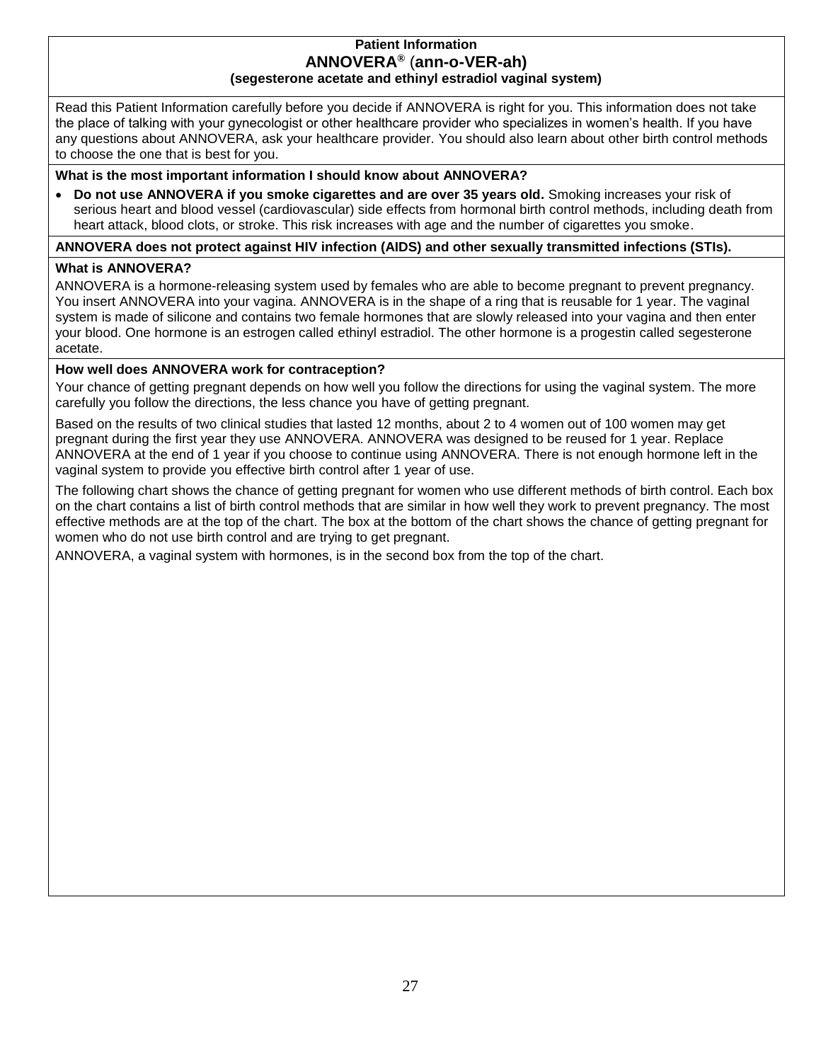**Patient Information**
**ANNOVERA® (ann-o-VER-ah)**
**(segesterone acetate and ethinyl estradiol vaginal system)**

Read this Patient Information carefully before you decide if ANNOVERA is right for you. This information does not take the place of talking with your gynecologist or other healthcare provider who specializes in women's health. If you have any questions about ANNOVERA, ask your healthcare provider. You should also learn about other birth control methods to choose the one that is best for you.

**What is the most important information I should know about ANNOVERA?**

- **Do not use ANNOVERA if you smoke cigarettes and are over 35 years old.** Smoking increases your risk of serious heart and blood vessel (cardiovascular) side effects from hormonal birth control methods, including death from heart attack, blood clots, or stroke. This risk increases with age and the number of cigarettes you smoke.

**ANNOVERA does not protect against HIV infection (AIDS) and other sexually transmitted infections (STIs).**

**What is ANNOVERA?**

ANNOVERA is a hormone-releasing system used by females who are able to become pregnant to prevent pregnancy. You insert ANNOVERA into your vagina. ANNOVERA is in the shape of a ring that is reusable for 1 year. The vaginal system is made of silicone and contains two female hormones that are slowly released into your vagina and then enter your blood. One hormone is an estrogen called ethinyl estradiol. The other hormone is a progestin called segesterone acetate.

**How well does ANNOVERA work for contraception?**

Your chance of getting pregnant depends on how well you follow the directions for using the vaginal system. The more carefully you follow the directions, the less chance you have of getting pregnant.

Based on the results of two clinical studies that lasted 12 months, about 2 to 4 women out of 100 women may get pregnant during the first year they use ANNOVERA. ANNOVERA was designed to be reused for 1 year. Replace ANNOVERA at the end of 1 year if you choose to continue using ANNOVERA. There is not enough hormone left in the vaginal system to provide you effective birth control after 1 year of use.

The following chart shows the chance of getting pregnant for women who use different methods of birth control. Each box on the chart contains a list of birth control methods that are similar in how well they work to prevent pregnancy. The most effective methods are at the top of the chart. The box at the bottom of the chart shows the chance of getting pregnant for women who do not use birth control and are trying to get pregnant.

ANNOVERA, a vaginal system with hormones, is in the second box from the top of the chart.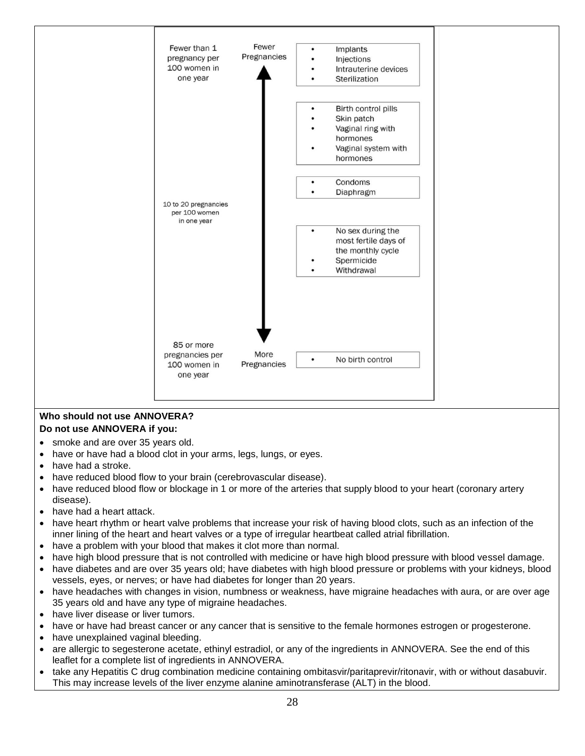| Fewer than 1 pregnancy per 100 women in one year | Fewer Pregnancies | • Implants<br>• Injections<br>• Intrauterine devices<br>• Sterilization |
| --- | --- | --- |
| | | • Birth control pills<br>• Skin patch<br>• Vaginal ring with hormones<br>• Vaginal system with hormones |
| | | • Condoms<br>• Diaphragm |
| 10 to 20 pregnancies per 100 women in one year | | |
| | | • No sex during the most fertile days of the monthly cycle<br>• Spermicide<br>• Withdrawal |
| 85 or more pregnancies per 100 women in one year | More Pregnancies | • No birth control |

**Who should not use ANNOVERA?**

**Do not use ANNOVERA if you:**

- smoke and are over 35 years old.
- have or have had a blood clot in your arms, legs, lungs, or eyes.
- have had a stroke.
- have reduced blood flow to your brain (cerebrovascular disease).
- have reduced blood flow or blockage in 1 or more of the arteries that supply blood to your heart (coronary artery disease).
- have had a heart attack.
- have heart rhythm or heart valve problems that increase your risk of having blood clots, such as an infection of the inner lining of the heart and heart valves or a type of irregular heartbeat called atrial fibrillation.
- have a problem with your blood that makes it clot more than normal.
- have high blood pressure that is not controlled with medicine or have high blood pressure with blood vessel damage.
- have diabetes and are over 35 years old; have diabetes with high blood pressure or problems with your kidneys, blood vessels, eyes, or nerves; or have had diabetes for longer than 20 years.
- have headaches with changes in vision, numbness or weakness, have migraine headaches with aura, or are over age 35 years old and have any type of migraine headaches.
- have liver disease or liver tumors.
- have or have had breast cancer or any cancer that is sensitive to the female hormones estrogen or progesterone.
- have unexplained vaginal bleeding.
- are allergic to segesterone acetate, ethinyl estradiol, or any of the ingredients in ANNOVERA. See the end of this leaflet for a complete list of ingredients in ANNOVERA.
- take any Hepatitis C drug combination medicine containing ombitasvir/paritaprevir/ritonavir, with or without dasabuvir. This may increase levels of the liver enzyme alanine aminotransferase (ALT) in the blood.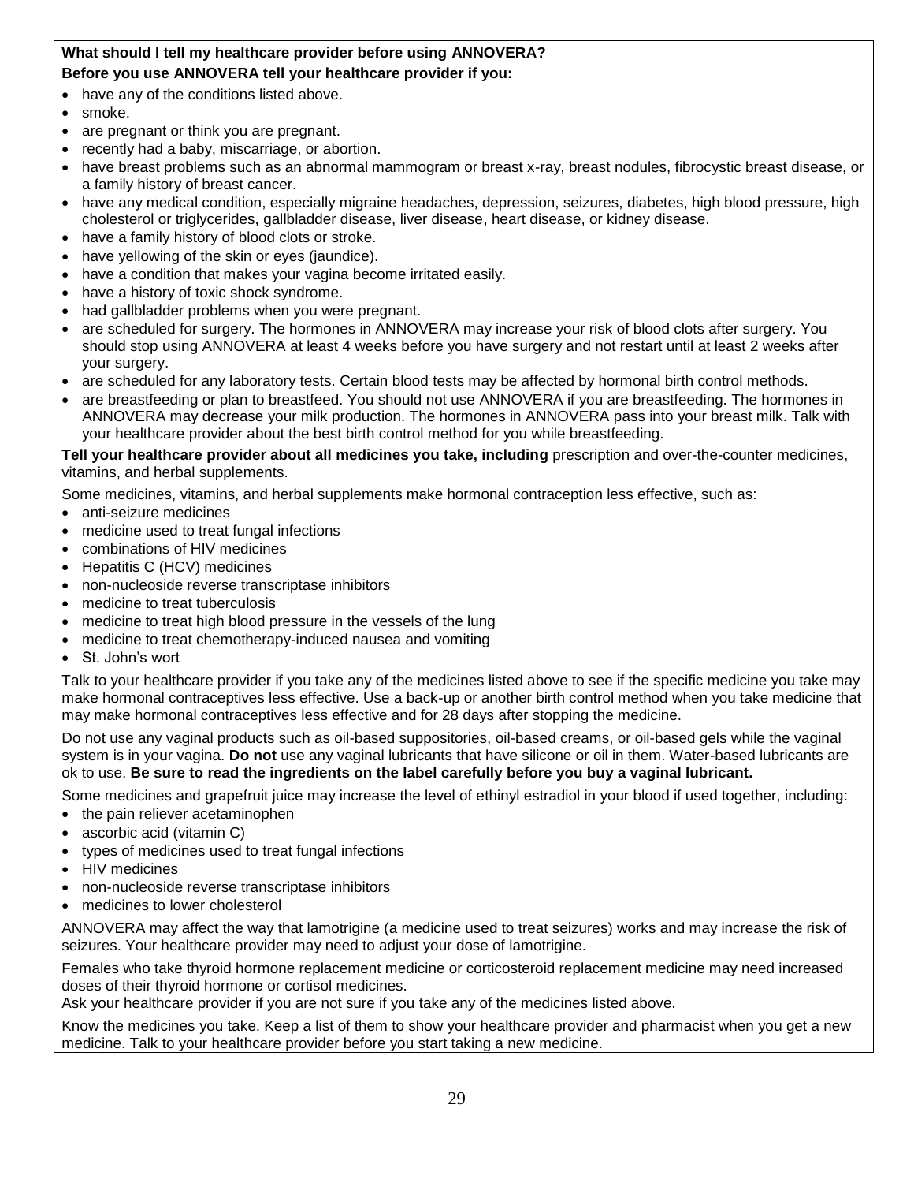**What should I tell my healthcare provider before using ANNOVERA?**

**Before you use ANNOVERA tell your healthcare provider if you:**

- have any of the conditions listed above.
- smoke.
- are pregnant or think you are pregnant.
- recently had a baby, miscarriage, or abortion.
- have breast problems such as an abnormal mammogram or breast x-ray, breast nodules, fibrocystic breast disease, or a family history of breast cancer.
- have any medical condition, especially migraine headaches, depression, seizures, diabetes, high blood pressure, high cholesterol or triglycerides, gallbladder disease, liver disease, heart disease, or kidney disease.
- have a family history of blood clots or stroke.
- have yellowing of the skin or eyes (jaundice).
- have a condition that makes your vagina become irritated easily.
- have a history of toxic shock syndrome.
- had gallbladder problems when you were pregnant.
- are scheduled for surgery. The hormones in ANNOVERA may increase your risk of blood clots after surgery. You should stop using ANNOVERA at least 4 weeks before you have surgery and not restart until at least 2 weeks after your surgery.
- are scheduled for any laboratory tests. Certain blood tests may be affected by hormonal birth control methods.
- are breastfeeding or plan to breastfeed. You should not use ANNOVERA if you are breastfeeding. The hormones in ANNOVERA may decrease your milk production. The hormones in ANNOVERA pass into your breast milk. Talk with your healthcare provider about the best birth control method for you while breastfeeding.

**Tell your healthcare provider about all medicines you take, including** prescription and over-the-counter medicines, vitamins, and herbal supplements.

Some medicines, vitamins, and herbal supplements make hormonal contraception less effective, such as:

- anti-seizure medicines
- medicine used to treat fungal infections
- combinations of HIV medicines
- Hepatitis C (HCV) medicines
- non-nucleoside reverse transcriptase inhibitors
- medicine to treat tuberculosis
- medicine to treat high blood pressure in the vessels of the lung
- medicine to treat chemotherapy-induced nausea and vomiting
- St. John's wort

Talk to your healthcare provider if you take any of the medicines listed above to see if the specific medicine you take may make hormonal contraceptives less effective. Use a back-up or another birth control method when you take medicine that may make hormonal contraceptives less effective and for 28 days after stopping the medicine.

Do not use any vaginal products such as oil-based suppositories, oil-based creams, or oil-based gels while the vaginal system is in your vagina. **Do not** use any vaginal lubricants that have silicone or oil in them. Water-based lubricants are ok to use. **Be sure to read the ingredients on the label carefully before you buy a vaginal lubricant.**

Some medicines and grapefruit juice may increase the level of ethinyl estradiol in your blood if used together, including:

- the pain reliever acetaminophen
- ascorbic acid (vitamin C)
- types of medicines used to treat fungal infections
- HIV medicines
- non-nucleoside reverse transcriptase inhibitors
- medicines to lower cholesterol

ANNOVERA may affect the way that lamotrigine (a medicine used to treat seizures) works and may increase the risk of seizures. Your healthcare provider may need to adjust your dose of lamotrigine.

Females who take thyroid hormone replacement medicine or corticosteroid replacement medicine may need increased doses of their thyroid hormone or cortisol medicines.

Ask your healthcare provider if you are not sure if you take any of the medicines listed above.

Know the medicines you take. Keep a list of them to show your healthcare provider and pharmacist when you get a new medicine. Talk to your healthcare provider before you start taking a new medicine.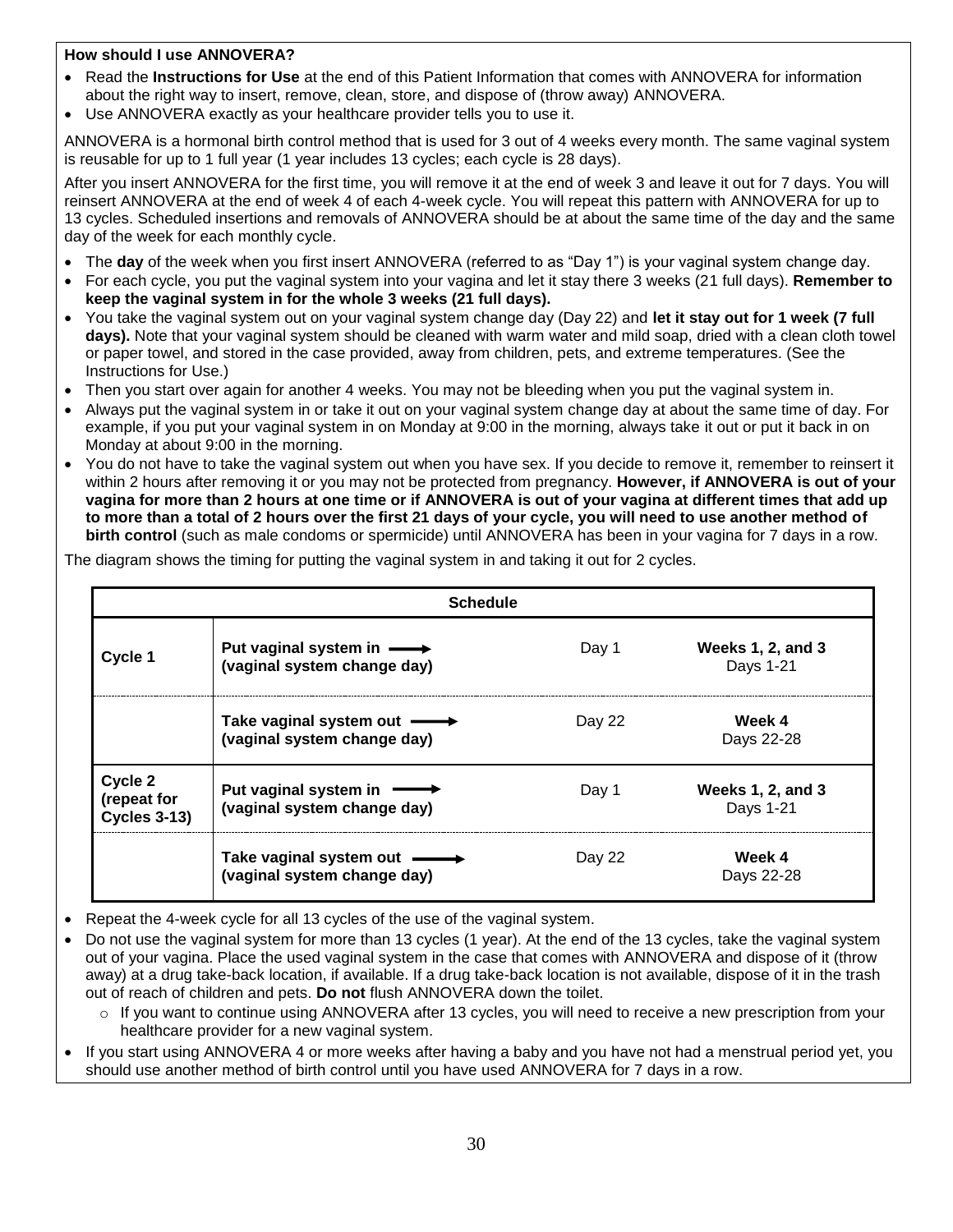**How should I use ANNOVERA?**

- Read the **Instructions for Use** at the end of this Patient Information that comes with ANNOVERA for information about the right way to insert, remove, clean, store, and dispose of (throw away) ANNOVERA.
- Use ANNOVERA exactly as your healthcare provider tells you to use it.

ANNOVERA is a hormonal birth control method that is used for 3 out of 4 weeks every month. The same vaginal system is reusable for up to 1 full year (1 year includes 13 cycles; each cycle is 28 days).

After you insert ANNOVERA for the first time, you will remove it at the end of week 3 and leave it out for 7 days. You will reinsert ANNOVERA at the end of week 4 of each 4-week cycle. You will repeat this pattern with ANNOVERA for up to 13 cycles. Scheduled insertions and removals of ANNOVERA should be at about the same time of the day and the same day of the week for each monthly cycle.

- The **day** of the week when you first insert ANNOVERA (referred to as "Day 1") is your vaginal system change day.
- For each cycle, you put the vaginal system into your vagina and let it stay there 3 weeks (21 full days). **Remember to keep the vaginal system in for the whole 3 weeks (21 full days).**
- You take the vaginal system out on your vaginal system change day (Day 22) and **let it stay out for 1 week (7 full days).** Note that your vaginal system should be cleaned with warm water and mild soap, dried with a clean cloth towel or paper towel, and stored in the case provided, away from children, pets, and extreme temperatures. (See the Instructions for Use.)
- Then you start over again for another 4 weeks. You may not be bleeding when you put the vaginal system in.
- Always put the vaginal system in or take it out on your vaginal system change day at about the same time of day. For example, if you put your vaginal system in on Monday at 9:00 in the morning, always take it out or put it back in on Monday at about 9:00 in the morning.
- You do not have to take the vaginal system out when you have sex. If you decide to remove it, remember to reinsert it within 2 hours after removing it or you may not be protected from pregnancy. **However, if ANNOVERA is out of your vagina for more than 2 hours at one time or if ANNOVERA is out of your vagina at different times that add up to more than a total of 2 hours over the first 21 days of your cycle, you will need to use another method of birth control** (such as male condoms or spermicide) until ANNOVERA has been in your vagina for 7 days in a row.

The diagram shows the timing for putting the vaginal system in and taking it out for 2 cycles.

| **Schedule** | | | |
|---|---|---|---|
| **Cycle 1** | **Put vaginal system in →** **(vaginal system change day)** | Day 1 | **Weeks 1, 2, and 3** Days 1-21 |
| | **Take vaginal system out →** **(vaginal system change day)** | Day 22 | **Week 4** Days 22-28 |
| **Cycle 2 (repeat for Cycles 3-13)** | **Put vaginal system in →** **(vaginal system change day)** | Day 1 | **Weeks 1, 2, and 3** Days 1-21 |
| | **Take vaginal system out →** **(vaginal system change day)** | Day 22 | **Week 4** Days 22-28 |

- Repeat the 4-week cycle for all 13 cycles of the use of the vaginal system.
- Do not use the vaginal system for more than 13 cycles (1 year). At the end of the 13 cycles, take the vaginal system out of your vagina. Place the used vaginal system in the case that comes with ANNOVERA and dispose of it (throw away) at a drug take-back location, if available. If a drug take-back location is not available, dispose of it in the trash out of reach of children and pets. **Do not** flush ANNOVERA down the toilet.
  - If you want to continue using ANNOVERA after 13 cycles, you will need to receive a new prescription from your healthcare provider for a new vaginal system.
- If you start using ANNOVERA 4 or more weeks after having a baby and you have not had a menstrual period yet, you should use another method of birth control until you have used ANNOVERA for 7 days in a row.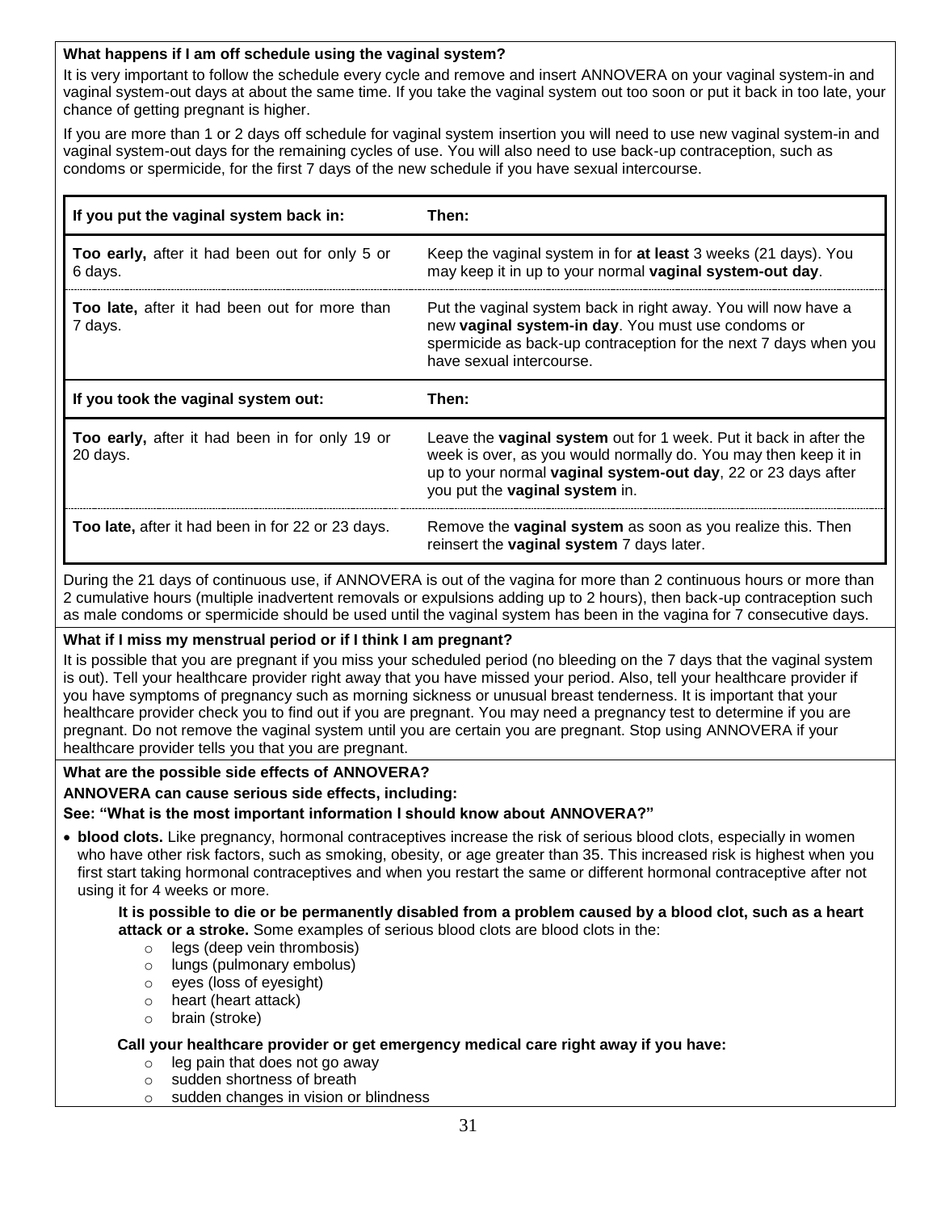**What happens if I am off schedule using the vaginal system?**

It is very important to follow the schedule every cycle and remove and insert ANNOVERA on your vaginal system-in and vaginal system-out days at about the same time. If you take the vaginal system out too soon or put it back in too late, your chance of getting pregnant is higher.

If you are more than 1 or 2 days off schedule for vaginal system insertion you will need to use new vaginal system-in and vaginal system-out days for the remaining cycles of use. You will also need to use back-up contraception, such as condoms or spermicide, for the first 7 days of the new schedule if you have sexual intercourse.

| If you put the vaginal system back in: | Then: |
|---|---|
| **Too early,** after it had been out for only 5 or 6 days. | Keep the vaginal system in for **at least** 3 weeks (21 days). You may keep it in up to your normal **vaginal system-out day**. |
| **Too late,** after it had been out for more than 7 days. | Put the vaginal system back in right away. You will now have a new **vaginal system-in day**. You must use condoms or spermicide as back-up contraception for the next 7 days when you have sexual intercourse. |
| **If you took the vaginal system out:** | **Then:** |
| **Too early,** after it had been in for only 19 or 20 days. | Leave the **vaginal system** out for 1 week. Put it back in after the week is over, as you would normally do. You may then keep it in up to your normal **vaginal system-out day**, 22 or 23 days after you put the **vaginal system** in. |
| **Too late,** after it had been in for 22 or 23 days. | Remove the **vaginal system** as soon as you realize this. Then reinsert the **vaginal system** 7 days later. |

During the 21 days of continuous use, if ANNOVERA is out of the vagina for more than 2 continuous hours or more than 2 cumulative hours (multiple inadvertent removals or expulsions adding up to 2 hours), then back-up contraception such as male condoms or spermicide should be used until the vaginal system has been in the vagina for 7 consecutive days.

**What if I miss my menstrual period or if I think I am pregnant?**

It is possible that you are pregnant if you miss your scheduled period (no bleeding on the 7 days that the vaginal system is out). Tell your healthcare provider right away that you have missed your period. Also, tell your healthcare provider if you have symptoms of pregnancy such as morning sickness or unusual breast tenderness. It is important that your healthcare provider check you to find out if you are pregnant. You may need a pregnancy test to determine if you are pregnant. Do not remove the vaginal system until you are certain you are pregnant. Stop using ANNOVERA if your healthcare provider tells you that you are pregnant.

**What are the possible side effects of ANNOVERA?**

**ANNOVERA can cause serious side effects, including:**

**See: "What is the most important information I should know about ANNOVERA?"**

- **blood clots.** Like pregnancy, hormonal contraceptives increase the risk of serious blood clots, especially in women who have other risk factors, such as smoking, obesity, or age greater than 35. This increased risk is highest when you first start taking hormonal contraceptives and when you restart the same or different hormonal contraceptive after not using it for 4 weeks or more.

  **It is possible to die or be permanently disabled from a problem caused by a blood clot, such as a heart attack or a stroke.** Some examples of serious blood clots are blood clots in the:
  - legs (deep vein thrombosis)
  - lungs (pulmonary embolus)
  - eyes (loss of eyesight)
  - heart (heart attack)
  - brain (stroke)

  **Call your healthcare provider or get emergency medical care right away if you have:**
  - leg pain that does not go away
  - sudden shortness of breath
  - sudden changes in vision or blindness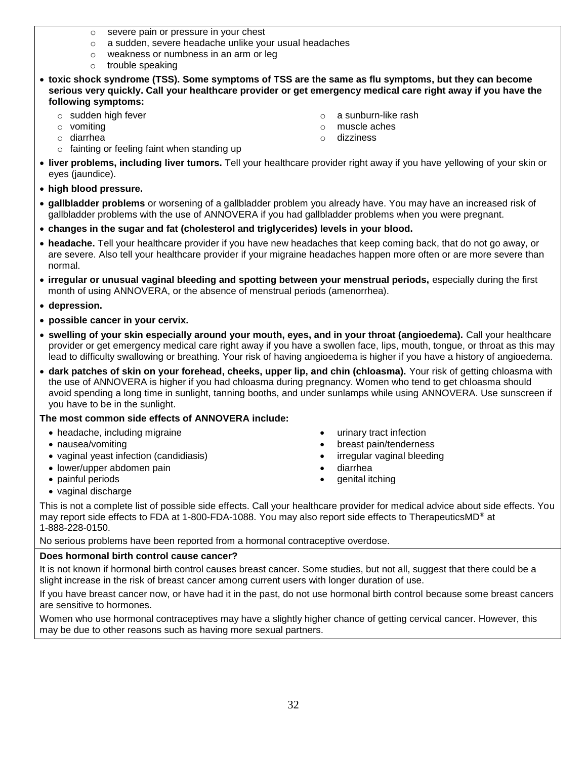- severe pain or pressure in your chest
    - a sudden, severe headache unlike your usual headaches
    - weakness or numbness in an arm or leg
    - trouble speaking

- **toxic shock syndrome (TSS). Some symptoms of TSS are the same as flu symptoms, but they can become serious very quickly. Call your healthcare provider or get emergency medical care right away if you have the following symptoms:**
    - sudden high fever
    - vomiting
    - diarrhea
    - fainting or feeling faint when standing up
    - a sunburn-like rash
    - muscle aches
    - dizziness

- **liver problems, including liver tumors.** Tell your healthcare provider right away if you have yellowing of your skin or eyes (jaundice).
- **high blood pressure.**
- **gallbladder problems** or worsening of a gallbladder problem you already have. You may have an increased risk of gallbladder problems with the use of ANNOVERA if you had gallbladder problems when you were pregnant.
- **changes in the sugar and fat (cholesterol and triglycerides) levels in your blood.**
- **headache.** Tell your healthcare provider if you have new headaches that keep coming back, that do not go away, or are severe. Also tell your healthcare provider if your migraine headaches happen more often or are more severe than normal.
- **irregular or unusual vaginal bleeding and spotting between your menstrual periods,** especially during the first month of using ANNOVERA, or the absence of menstrual periods (amenorrhea).
- **depression.**
- **possible cancer in your cervix.**
- **swelling of your skin especially around your mouth, eyes, and in your throat (angioedema).** Call your healthcare provider or get emergency medical care right away if you have a swollen face, lips, mouth, tongue, or throat as this may lead to difficulty swallowing or breathing. Your risk of having angioedema is higher if you have a history of angioedema.
- **dark patches of skin on your forehead, cheeks, upper lip, and chin (chloasma).** Your risk of getting chloasma with the use of ANNOVERA is higher if you had chloasma during pregnancy. Women who tend to get chloasma should avoid spending a long time in sunlight, tanning booths, and under sunlamps while using ANNOVERA. Use sunscreen if you have to be in the sunlight.

**The most common side effects of ANNOVERA include:**

- headache, including migraine
- nausea/vomiting
- vaginal yeast infection (candidiasis)
- lower/upper abdomen pain
- painful periods
- vaginal discharge
- urinary tract infection
- breast pain/tenderness
- irregular vaginal bleeding
- diarrhea
- genital itching

This is not a complete list of possible side effects. Call your healthcare provider for medical advice about side effects. You may report side effects to FDA at 1-800-FDA-1088. You may also report side effects to TherapeuticsMD® at 1-888-228-0150.

No serious problems have been reported from a hormonal contraceptive overdose.

**Does hormonal birth control cause cancer?**

It is not known if hormonal birth control causes breast cancer. Some studies, but not all, suggest that there could be a slight increase in the risk of breast cancer among current users with longer duration of use.

If you have breast cancer now, or have had it in the past, do not use hormonal birth control because some breast cancers are sensitive to hormones.

Women who use hormonal contraceptives may have a slightly higher chance of getting cervical cancer. However, this may be due to other reasons such as having more sexual partners.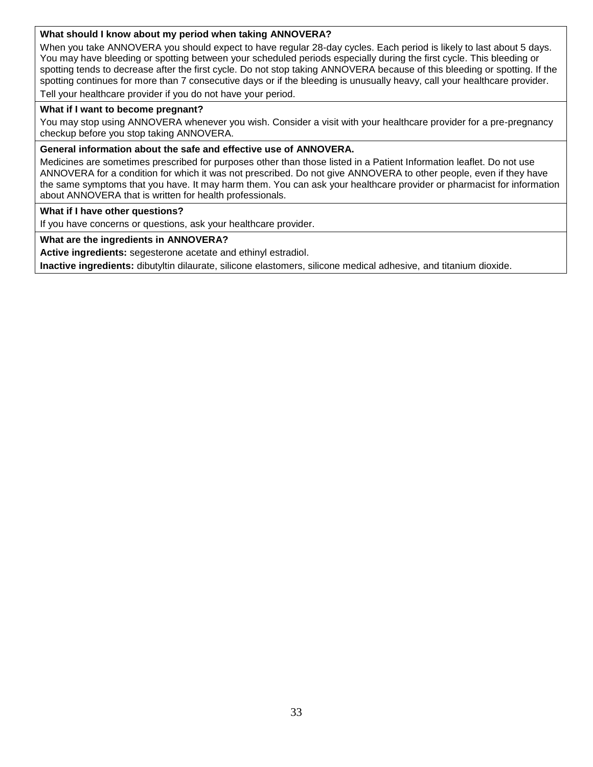**What should I know about my period when taking ANNOVERA?**

When you take ANNOVERA you should expect to have regular 28-day cycles. Each period is likely to last about 5 days. You may have bleeding or spotting between your scheduled periods especially during the first cycle. This bleeding or spotting tends to decrease after the first cycle. Do not stop taking ANNOVERA because of this bleeding or spotting. If the spotting continues for more than 7 consecutive days or if the bleeding is unusually heavy, call your healthcare provider.

Tell your healthcare provider if you do not have your period.

**What if I want to become pregnant?**

You may stop using ANNOVERA whenever you wish. Consider a visit with your healthcare provider for a pre-pregnancy checkup before you stop taking ANNOVERA.

**General information about the safe and effective use of ANNOVERA.**

Medicines are sometimes prescribed for purposes other than those listed in a Patient Information leaflet. Do not use ANNOVERA for a condition for which it was not prescribed. Do not give ANNOVERA to other people, even if they have the same symptoms that you have. It may harm them. You can ask your healthcare provider or pharmacist for information about ANNOVERA that is written for health professionals.

**What if I have other questions?**

If you have concerns or questions, ask your healthcare provider.

**What are the ingredients in ANNOVERA?**

**Active ingredients:** segesterone acetate and ethinyl estradiol.

**Inactive ingredients:** dibutyltin dilaurate, silicone elastomers, silicone medical adhesive, and titanium dioxide.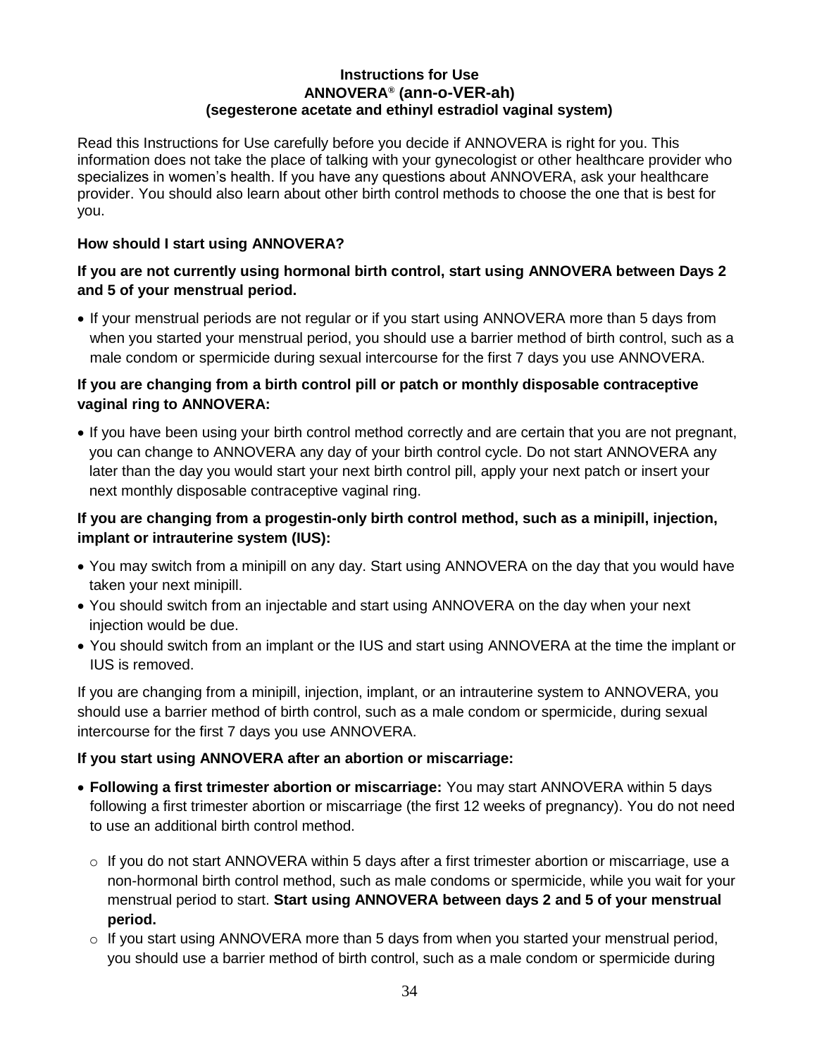**Instructions for Use**
**ANNOVERA® (ann-o-VER-ah)**
**(segesterone acetate and ethinyl estradiol vaginal system)**

Read this Instructions for Use carefully before you decide if ANNOVERA is right for you. This information does not take the place of talking with your gynecologist or other healthcare provider who specializes in women's health. If you have any questions about ANNOVERA, ask your healthcare provider. You should also learn about other birth control methods to choose the one that is best for you.

**How should I start using ANNOVERA?**

**If you are not currently using hormonal birth control, start using ANNOVERA between Days 2 and 5 of your menstrual period.**

- If your menstrual periods are not regular or if you start using ANNOVERA more than 5 days from when you started your menstrual period, you should use a barrier method of birth control, such as a male condom or spermicide during sexual intercourse for the first 7 days you use ANNOVERA.

**If you are changing from a birth control pill or patch or monthly disposable contraceptive vaginal ring to ANNOVERA:**

- If you have been using your birth control method correctly and are certain that you are not pregnant, you can change to ANNOVERA any day of your birth control cycle. Do not start ANNOVERA any later than the day you would start your next birth control pill, apply your next patch or insert your next monthly disposable contraceptive vaginal ring.

**If you are changing from a progestin-only birth control method, such as a minipill, injection, implant or intrauterine system (IUS):**

- You may switch from a minipill on any day. Start using ANNOVERA on the day that you would have taken your next minipill.
- You should switch from an injectable and start using ANNOVERA on the day when your next injection would be due.
- You should switch from an implant or the IUS and start using ANNOVERA at the time the implant or IUS is removed.

If you are changing from a minipill, injection, implant, or an intrauterine system to ANNOVERA, you should use a barrier method of birth control, such as a male condom or spermicide, during sexual intercourse for the first 7 days you use ANNOVERA.

**If you start using ANNOVERA after an abortion or miscarriage:**

- **Following a first trimester abortion or miscarriage:** You may start ANNOVERA within 5 days following a first trimester abortion or miscarriage (the first 12 weeks of pregnancy). You do not need to use an additional birth control method.
  - If you do not start ANNOVERA within 5 days after a first trimester abortion or miscarriage, use a non-hormonal birth control method, such as male condoms or spermicide, while you wait for your menstrual period to start. **Start using ANNOVERA between days 2 and 5 of your menstrual period.**
  - If you start using ANNOVERA more than 5 days from when you started your menstrual period, you should use a barrier method of birth control, such as a male condom or spermicide during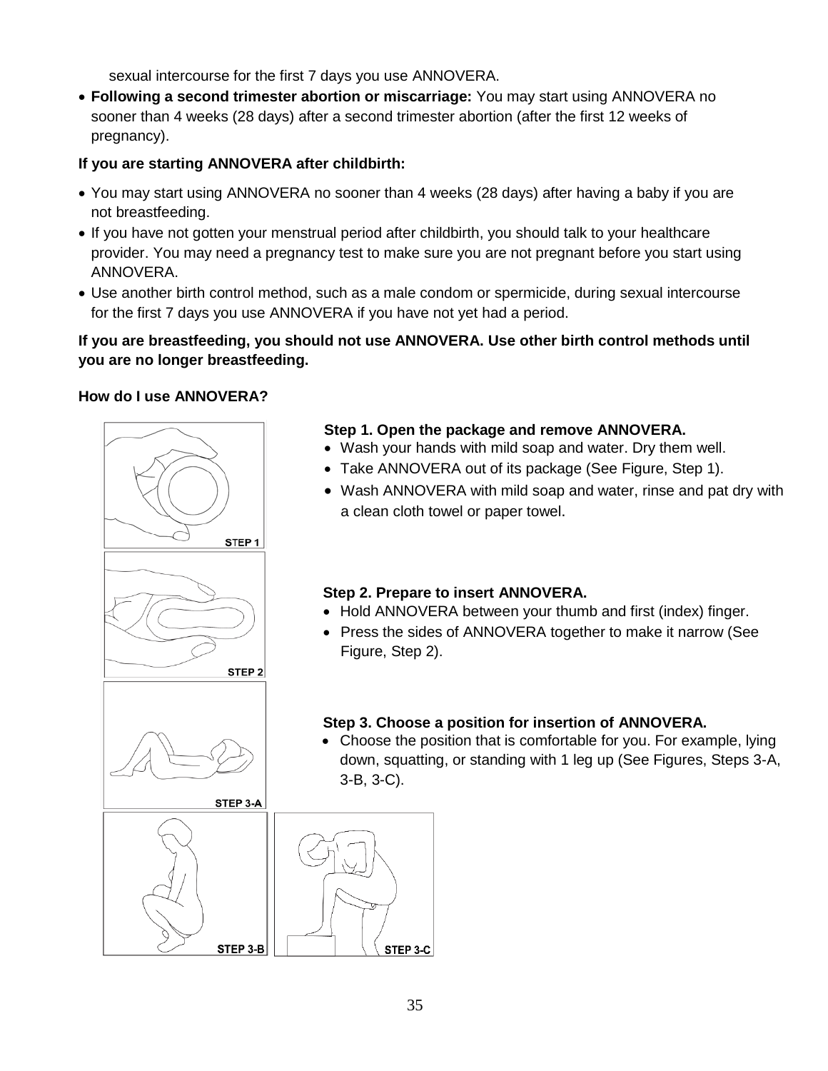sexual intercourse for the first 7 days you use ANNOVERA.

- **Following a second trimester abortion or miscarriage:** You may start using ANNOVERA no sooner than 4 weeks (28 days) after a second trimester abortion (after the first 12 weeks of pregnancy).

**If you are starting ANNOVERA after childbirth:**

- You may start using ANNOVERA no sooner than 4 weeks (28 days) after having a baby if you are not breastfeeding.
- If you have not gotten your menstrual period after childbirth, you should talk to your healthcare provider. You may need a pregnancy test to make sure you are not pregnant before you start using ANNOVERA.
- Use another birth control method, such as a male condom or spermicide, during sexual intercourse for the first 7 days you use ANNOVERA if you have not yet had a period.

**If you are breastfeeding, you should not use ANNOVERA. Use other birth control methods until you are no longer breastfeeding.**

**How do I use ANNOVERA?**

STEP 1

**Step 1. Open the package and remove ANNOVERA.**

- Wash your hands with mild soap and water. Dry them well.
- Take ANNOVERA out of its package (See Figure, Step 1).
- Wash ANNOVERA with mild soap and water, rinse and pat dry with a clean cloth towel or paper towel.

STEP 2

**Step 2. Prepare to insert ANNOVERA.**

- Hold ANNOVERA between your thumb and first (index) finger.
- Press the sides of ANNOVERA together to make it narrow (See Figure, Step 2).

STEP 3-A

**Step 3. Choose a position for insertion of ANNOVERA.**

- Choose the position that is comfortable for you. For example, lying down, squatting, or standing with 1 leg up (See Figures, Steps 3-A, 3-B, 3-C).

STEP 3-B

STEP 3-C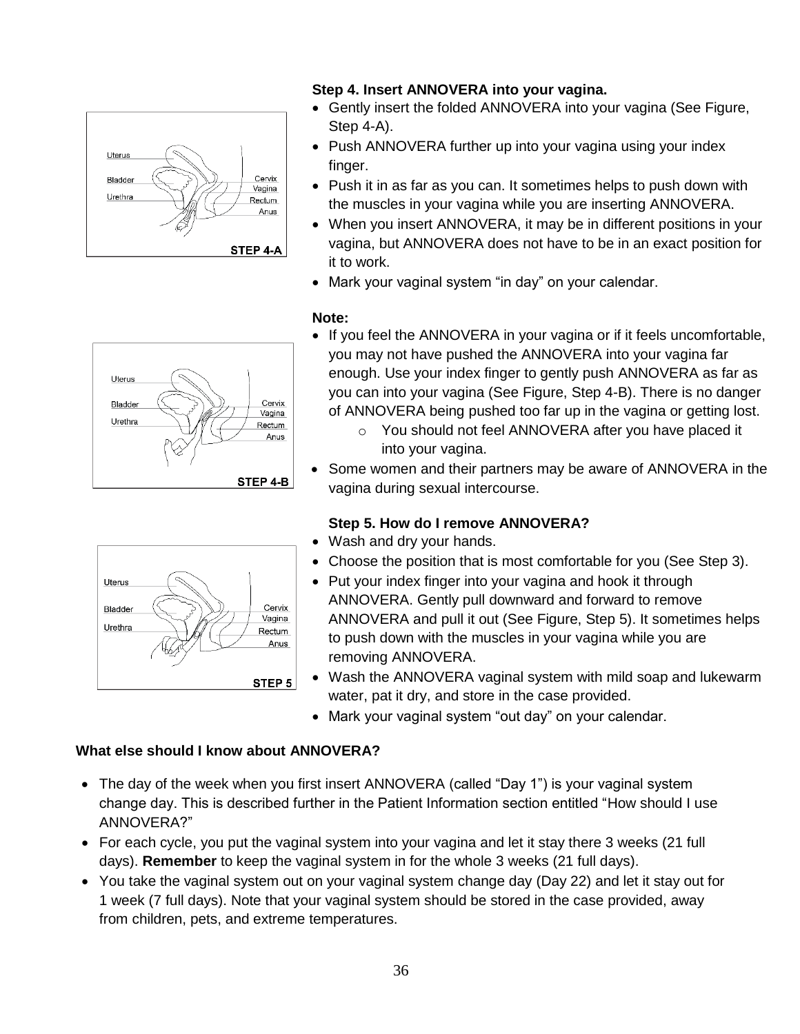**Step 4. Insert ANNOVERA into your vagina.**

- Gently insert the folded ANNOVERA into your vagina (See Figure, Step 4-A).
- Push ANNOVERA further up into your vagina using your index finger.
- Push it in as far as you can. It sometimes helps to push down with the muscles in your vagina while you are inserting ANNOVERA.
- When you insert ANNOVERA, it may be in different positions in your vagina, but ANNOVERA does not have to be in an exact position for it to work.
- Mark your vaginal system “in day” on your calendar.

**Note:**

- If you feel the ANNOVERA in your vagina or if it feels uncomfortable, you may not have pushed the ANNOVERA into your vagina far enough. Use your index finger to gently push ANNOVERA as far as you can into your vagina (See Figure, Step 4-B). There is no danger of ANNOVERA being pushed too far up in the vagina or getting lost.
  - You should not feel ANNOVERA after you have placed it into your vagina.
- Some women and their partners may be aware of ANNOVERA in the vagina during sexual intercourse.

**Step 5. How do I remove ANNOVERA?**

- Wash and dry your hands.
- Choose the position that is most comfortable for you (See Step 3).
- Put your index finger into your vagina and hook it through ANNOVERA. Gently pull downward and forward to remove ANNOVERA and pull it out (See Figure, Step 5). It sometimes helps to push down with the muscles in your vagina while you are removing ANNOVERA.
- Wash the ANNOVERA vaginal system with mild soap and lukewarm water, pat it dry, and store in the case provided.
- Mark your vaginal system “out day” on your calendar.

**What else should I know about ANNOVERA?**

- The day of the week when you first insert ANNOVERA (called “Day 1”) is your vaginal system change day. This is described further in the Patient Information section entitled “How should I use ANNOVERA?”
- For each cycle, you put the vaginal system into your vagina and let it stay there 3 weeks (21 full days). **Remember** to keep the vaginal system in for the whole 3 weeks (21 full days).
- You take the vaginal system out on your vaginal system change day (Day 22) and let it stay out for 1 week (7 full days). Note that your vaginal system should be stored in the case provided, away from children, pets, and extreme temperatures.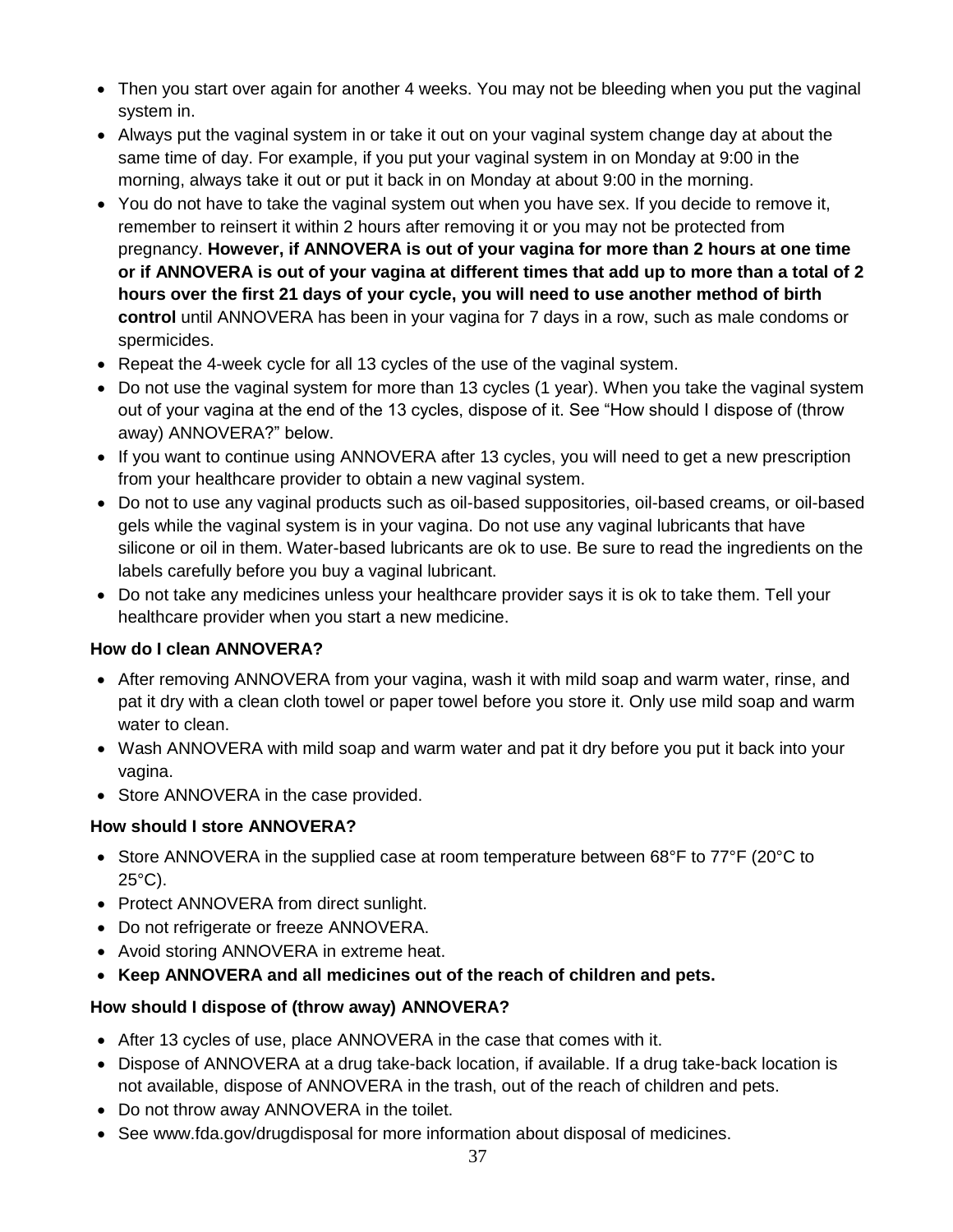- Then you start over again for another 4 weeks. You may not be bleeding when you put the vaginal system in.
- Always put the vaginal system in or take it out on your vaginal system change day at about the same time of day. For example, if you put your vaginal system in on Monday at 9:00 in the morning, always take it out or put it back in on Monday at about 9:00 in the morning.
- You do not have to take the vaginal system out when you have sex. If you decide to remove it, remember to reinsert it within 2 hours after removing it or you may not be protected from pregnancy. **However, if ANNOVERA is out of your vagina for more than 2 hours at one time or if ANNOVERA is out of your vagina at different times that add up to more than a total of 2 hours over the first 21 days of your cycle, you will need to use another method of birth control** until ANNOVERA has been in your vagina for 7 days in a row, such as male condoms or spermicides.
- Repeat the 4-week cycle for all 13 cycles of the use of the vaginal system.
- Do not use the vaginal system for more than 13 cycles (1 year). When you take the vaginal system out of your vagina at the end of the 13 cycles, dispose of it. See "How should I dispose of (throw away) ANNOVERA?" below.
- If you want to continue using ANNOVERA after 13 cycles, you will need to get a new prescription from your healthcare provider to obtain a new vaginal system.
- Do not to use any vaginal products such as oil-based suppositories, oil-based creams, or oil-based gels while the vaginal system is in your vagina. Do not use any vaginal lubricants that have silicone or oil in them. Water-based lubricants are ok to use. Be sure to read the ingredients on the labels carefully before you buy a vaginal lubricant.
- Do not take any medicines unless your healthcare provider says it is ok to take them. Tell your healthcare provider when you start a new medicine.

**How do I clean ANNOVERA?**

- After removing ANNOVERA from your vagina, wash it with mild soap and warm water, rinse, and pat it dry with a clean cloth towel or paper towel before you store it. Only use mild soap and warm water to clean.
- Wash ANNOVERA with mild soap and warm water and pat it dry before you put it back into your vagina.
- Store ANNOVERA in the case provided.

**How should I store ANNOVERA?**

- Store ANNOVERA in the supplied case at room temperature between 68°F to 77°F (20°C to 25°C).
- Protect ANNOVERA from direct sunlight.
- Do not refrigerate or freeze ANNOVERA.
- Avoid storing ANNOVERA in extreme heat.
- **Keep ANNOVERA and all medicines out of the reach of children and pets.**

**How should I dispose of (throw away) ANNOVERA?**

- After 13 cycles of use, place ANNOVERA in the case that comes with it.
- Dispose of ANNOVERA at a drug take-back location, if available. If a drug take-back location is not available, dispose of ANNOVERA in the trash, out of the reach of children and pets.
- Do not throw away ANNOVERA in the toilet.
- See www.fda.gov/drugdisposal for more information about disposal of medicines.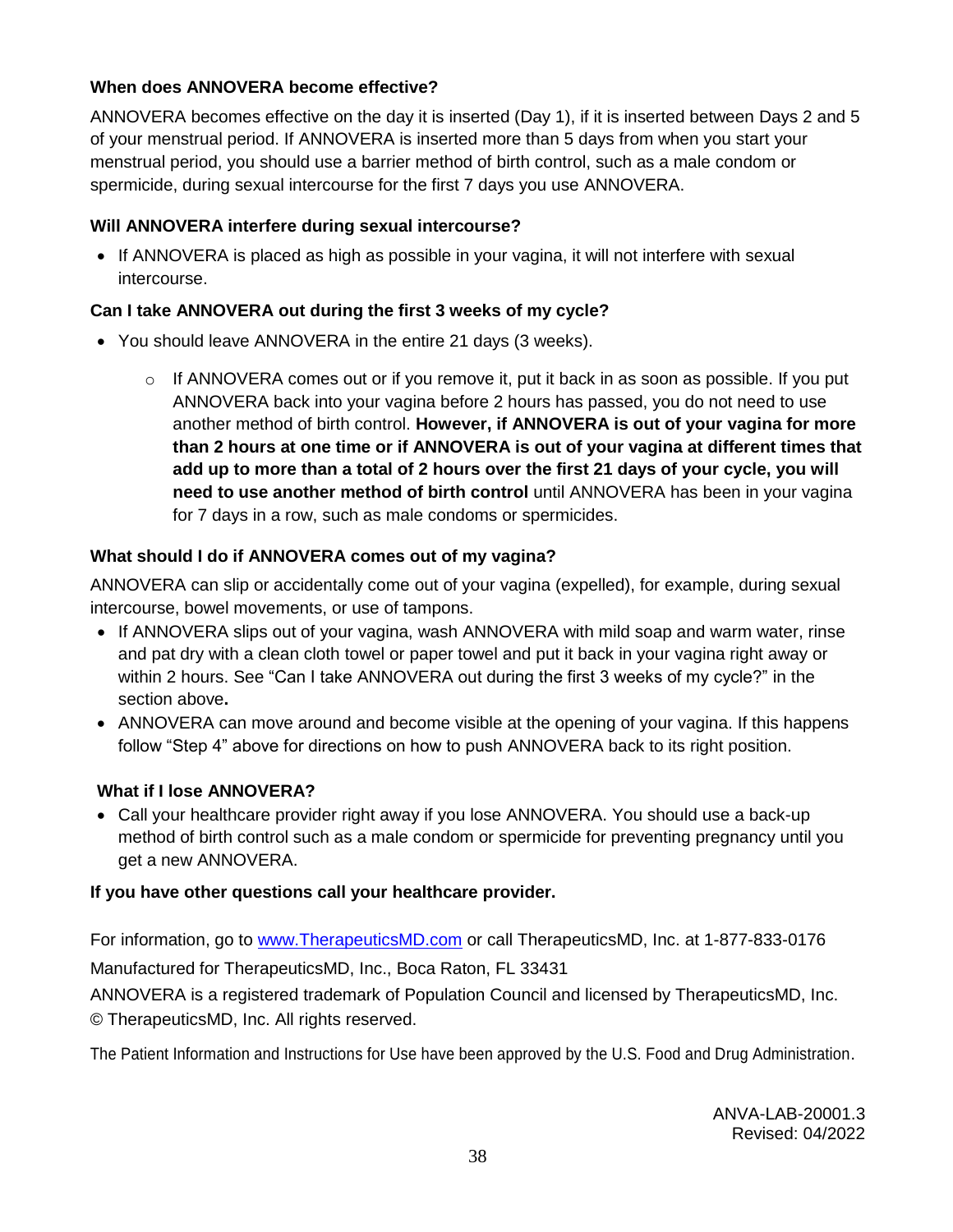**When does ANNOVERA become effective?**

ANNOVERA becomes effective on the day it is inserted (Day 1), if it is inserted between Days 2 and 5 of your menstrual period. If ANNOVERA is inserted more than 5 days from when you start your menstrual period, you should use a barrier method of birth control, such as a male condom or spermicide, during sexual intercourse for the first 7 days you use ANNOVERA.

**Will ANNOVERA interfere during sexual intercourse?**

- If ANNOVERA is placed as high as possible in your vagina, it will not interfere with sexual intercourse.

**Can I take ANNOVERA out during the first 3 weeks of my cycle?**

- You should leave ANNOVERA in the entire 21 days (3 weeks).
  - If ANNOVERA comes out or if you remove it, put it back in as soon as possible. If you put ANNOVERA back into your vagina before 2 hours has passed, you do not need to use another method of birth control. **However, if ANNOVERA is out of your vagina for more than 2 hours at one time or if ANNOVERA is out of your vagina at different times that add up to more than a total of 2 hours over the first 21 days of your cycle, you will need to use another method of birth control** until ANNOVERA has been in your vagina for 7 days in a row, such as male condoms or spermicides.

**What should I do if ANNOVERA comes out of my vagina?**

ANNOVERA can slip or accidentally come out of your vagina (expelled), for example, during sexual intercourse, bowel movements, or use of tampons.

- If ANNOVERA slips out of your vagina, wash ANNOVERA with mild soap and warm water, rinse and pat dry with a clean cloth towel or paper towel and put it back in your vagina right away or within 2 hours. See "Can I take ANNOVERA out during the first 3 weeks of my cycle?" in the section above**.**
- ANNOVERA can move around and become visible at the opening of your vagina. If this happens follow "Step 4" above for directions on how to push ANNOVERA back to its right position.

**What if I lose ANNOVERA?**

- Call your healthcare provider right away if you lose ANNOVERA. You should use a back-up method of birth control such as a male condom or spermicide for preventing pregnancy until you get a new ANNOVERA.

**If you have other questions call your healthcare provider.**

For information, go to [www.TherapeuticsMD.com](http://www.TherapeuticsMD.com) or call TherapeuticsMD, Inc. at 1-877-833-0176

Manufactured for TherapeuticsMD, Inc., Boca Raton, FL 33431

ANNOVERA is a registered trademark of Population Council and licensed by TherapeuticsMD, Inc.

© TherapeuticsMD, Inc. All rights reserved.

The Patient Information and Instructions for Use have been approved by the U.S. Food and Drug Administration.

ANVA-LAB-20001.3
Revised: 04/2022